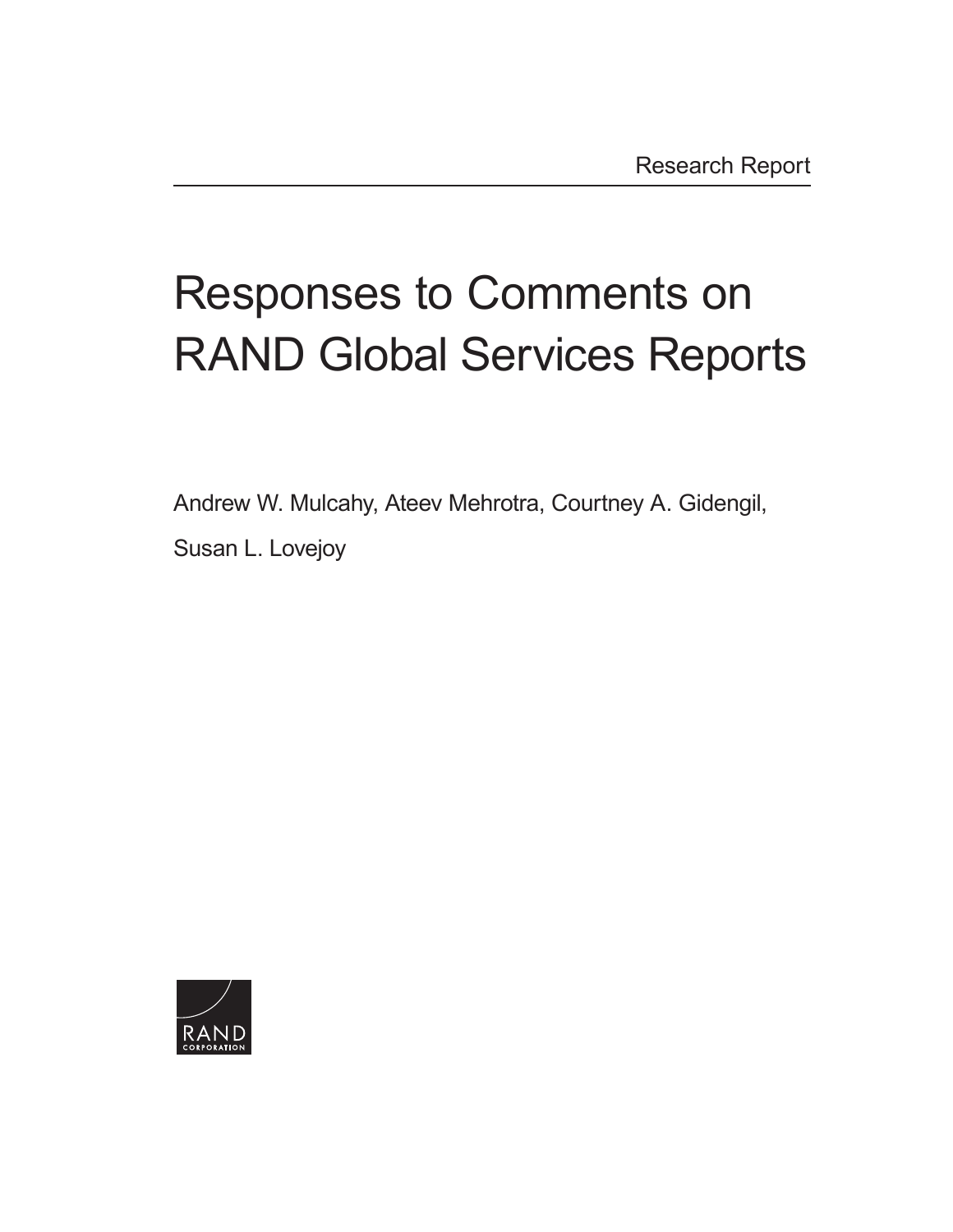Research Report

# Responses to Comments on RAND Global Services Reports

Andrew W. Mulcahy, Ateev Mehrotra, Courtney A. Gidengil, Susan L. Lovejoy

RAND CORPORATION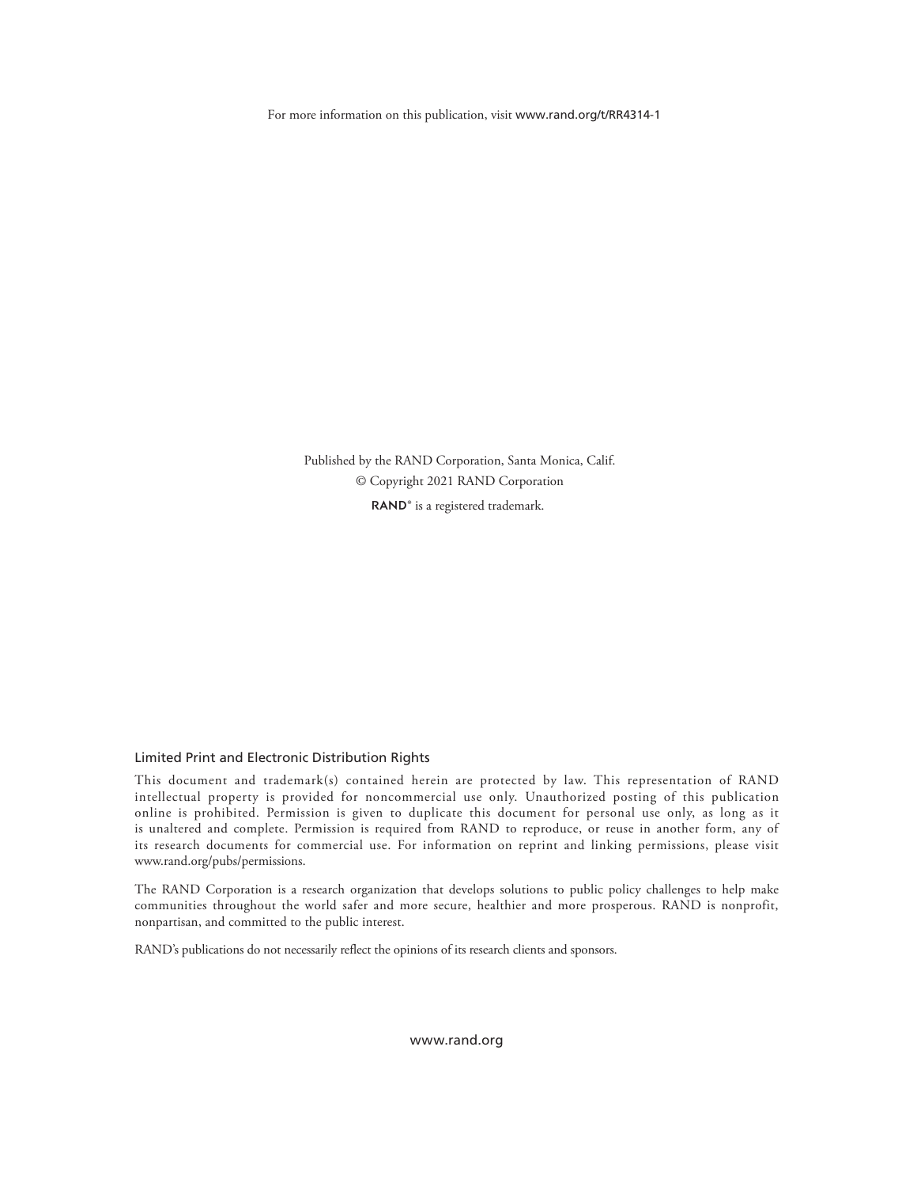For more information on this publication, visit www.rand.org/t/RR4314-1

Published by the RAND Corporation, Santa Monica, Calif.
© Copyright 2021 RAND Corporation
RAND® is a registered trademark.

## Limited Print and Electronic Distribution Rights

This document and trademark(s) contained herein are protected by law. This representation of RAND intellectual property is provided for noncommercial use only. Unauthorized posting of this publication online is prohibited. Permission is given to duplicate this document for personal use only, as long as it is unaltered and complete. Permission is required from RAND to reproduce, or reuse in another form, any of its research documents for commercial use. For information on reprint and linking permissions, please visit www.rand.org/pubs/permissions.

The RAND Corporation is a research organization that develops solutions to public policy challenges to help make communities throughout the world safer and more secure, healthier and more prosperous. RAND is nonprofit, nonpartisan, and committed to the public interest.

RAND's publications do not necessarily reflect the opinions of its research clients and sponsors.

www.rand.org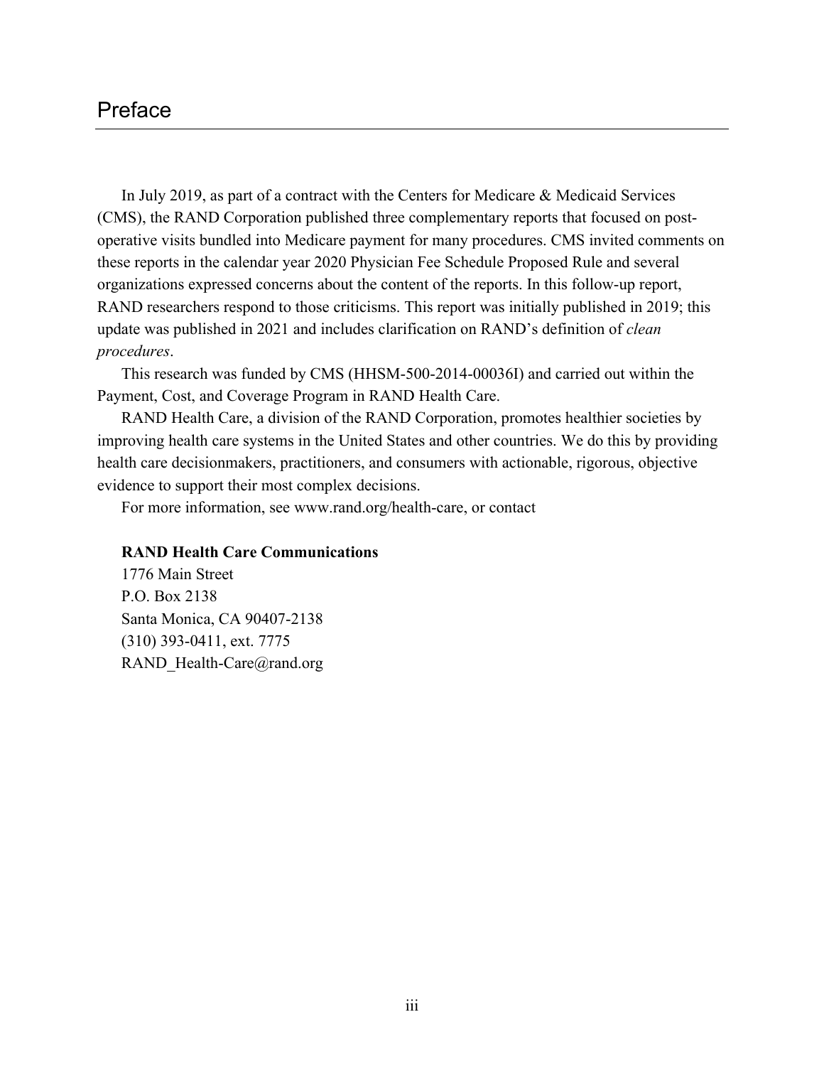# Preface

In July 2019, as part of a contract with the Centers for Medicare & Medicaid Services (CMS), the RAND Corporation published three complementary reports that focused on post-operative visits bundled into Medicare payment for many procedures. CMS invited comments on these reports in the calendar year 2020 Physician Fee Schedule Proposed Rule and several organizations expressed concerns about the content of the reports. In this follow-up report, RAND researchers respond to those criticisms. This report was initially published in 2019; this update was published in 2021 and includes clarification on RAND's definition of *clean procedures*.

This research was funded by CMS (HHSM-500-2014-00036I) and carried out within the Payment, Cost, and Coverage Program in RAND Health Care.

RAND Health Care, a division of the RAND Corporation, promotes healthier societies by improving health care systems in the United States and other countries. We do this by providing health care decisionmakers, practitioners, and consumers with actionable, rigorous, objective evidence to support their most complex decisions.

For more information, see www.rand.org/health-care, or contact

**RAND Health Care Communications**
1776 Main Street
P.O. Box 2138
Santa Monica, CA 90407-2138
(310) 393-0411, ext. 7775
RAND_Health-Care@rand.org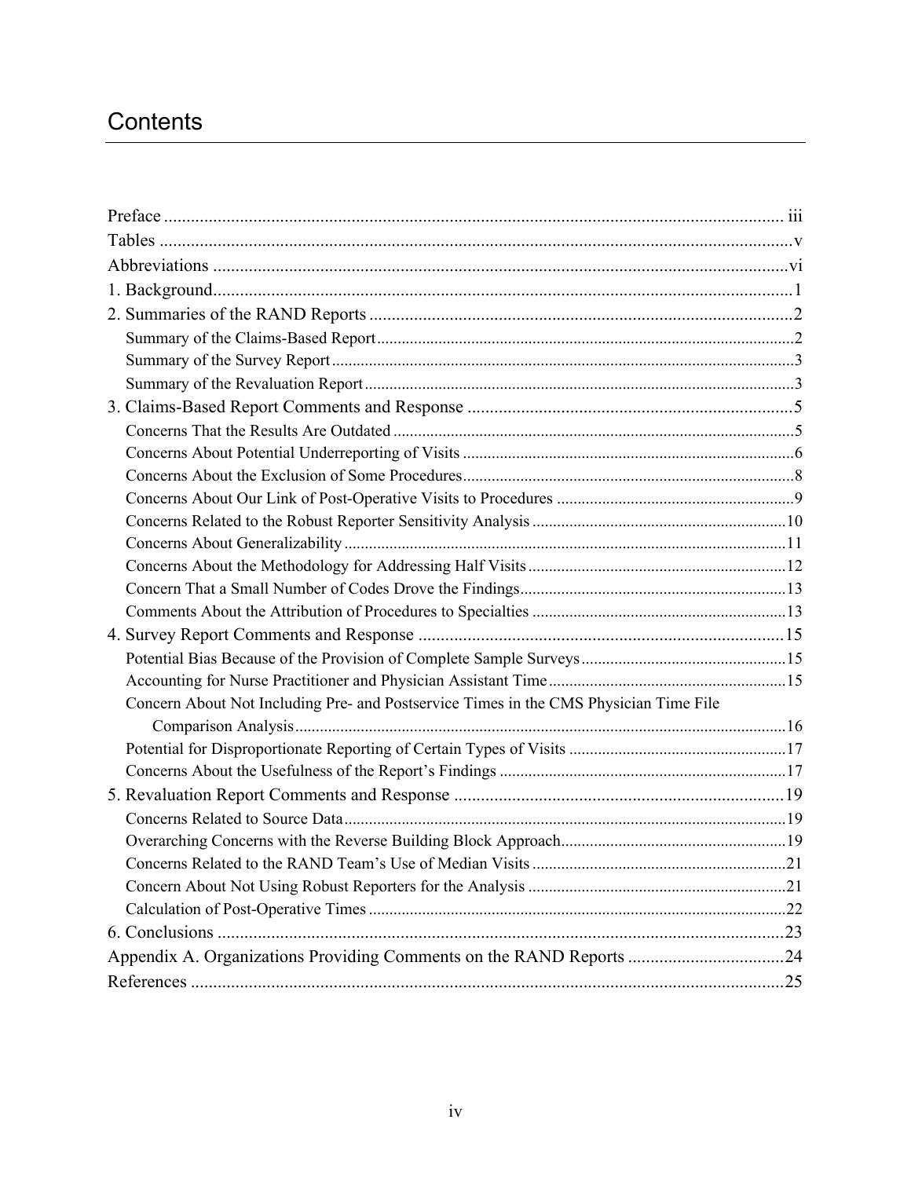# Contents

Preface ............................................................................................................................................ iii
Tables ..............................................................................................................................................v
Abbreviations ..................................................................................................................................vi
1. Background..................................................................................................................................1
2. Summaries of the RAND Reports ................................................................................................2
  Summary of the Claims-Based Report.....................................................................................................2
  Summary of the Survey Report ...............................................................................................................3
  Summary of the Revaluation Report .......................................................................................................3
3. Claims-Based Report Comments and Response ..........................................................................5
  Concerns That the Results Are Outdated .................................................................................................5
  Concerns About Potential Underreporting of Visits ................................................................................6
  Concerns About the Exclusion of Some Procedures................................................................................8
  Concerns About Our Link of Post-Operative Visits to Procedures ..........................................................9
  Concerns Related to the Robust Reporter Sensitivity Analysis .............................................................10
  Concerns About Generalizability ...........................................................................................................11
  Concerns About the Methodology for Addressing Half Visits ..............................................................12
  Concern That a Small Number of Codes Drove the Findings................................................................13
  Comments About the Attribution of Procedures to Specialties .............................................................13
4. Survey Report Comments and Response ..................................................................................15
  Potential Bias Because of the Provision of Complete Sample Surveys..................................................15
  Accounting for Nurse Practitioner and Physician Assistant Time..........................................................15
  Concern About Not Including Pre- and Postservice Times in the CMS Physician Time File Comparison Analysis.......................................................................................................................16
  Potential for Disproportionate Reporting of Certain Types of Visits .....................................................17
  Concerns About the Usefulness of the Report's Findings .....................................................................17
5. Revaluation Report Comments and Response ...........................................................................19
  Concerns Related to Source Data...........................................................................................................19
  Overarching Concerns with the Reverse Building Block Approach.......................................................19
  Concerns Related to the RAND Team's Use of Median Visits .............................................................21
  Concern About Not Using Robust Reporters for the Analysis ..............................................................21
  Calculation of Post-Operative Times .....................................................................................................22
6. Conclusions ...............................................................................................................................23
Appendix A. Organizations Providing Comments on the RAND Reports ...................................24
References ......................................................................................................................................25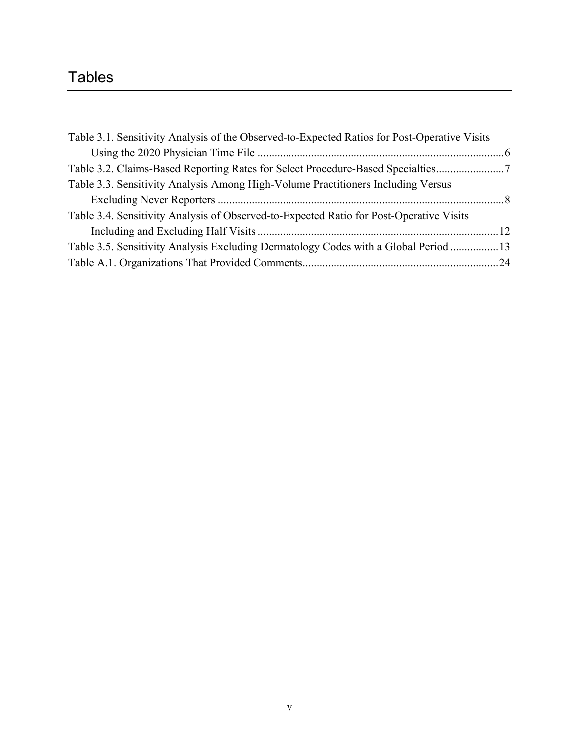# Tables

Table 3.1. Sensitivity Analysis of the Observed-to-Expected Ratios for Post-Operative Visits Using the 2020 Physician Time File ....................................................................................... 6

Table 3.2. Claims-Based Reporting Rates for Select Procedure-Based Specialties........................ 7

Table 3.3. Sensitivity Analysis Among High-Volume Practitioners Including Versus Excluding Never Reporters ..................................................................................................... 8

Table 3.4. Sensitivity Analysis of Observed-to-Expected Ratio for Post-Operative Visits Including and Excluding Half Visits ..................................................................................... 12

Table 3.5. Sensitivity Analysis Excluding Dermatology Codes with a Global Period ................. 13

Table A.1. Organizations That Provided Comments..................................................................... 24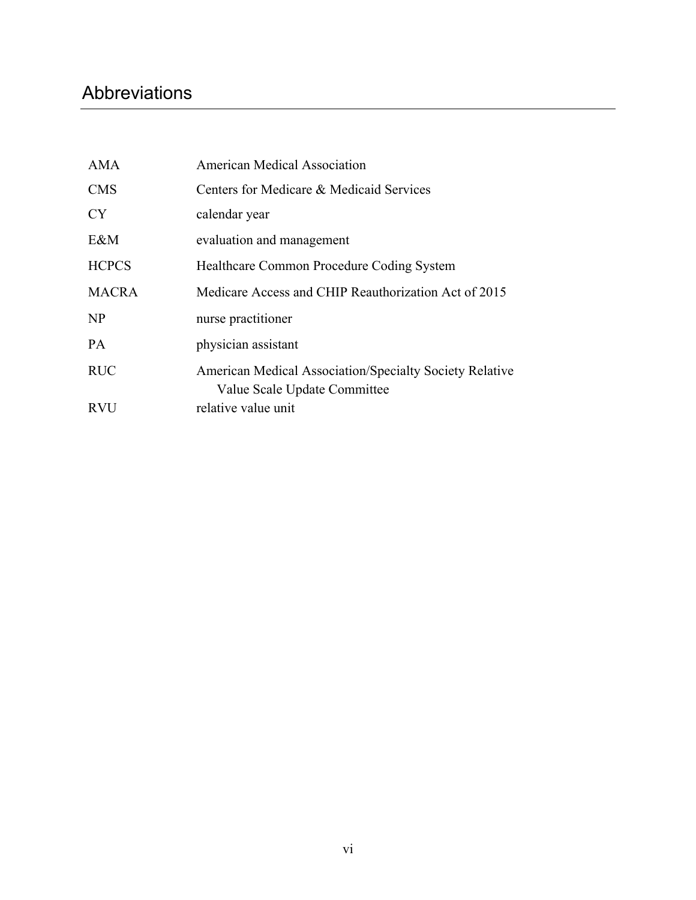# Abbreviations

| | |
|---|---|
| AMA | American Medical Association |
| CMS | Centers for Medicare & Medicaid Services |
| CY | calendar year |
| E&M | evaluation and management |
| HCPCS | Healthcare Common Procedure Coding System |
| MACRA | Medicare Access and CHIP Reauthorization Act of 2015 |
| NP | nurse practitioner |
| PA | physician assistant |
| RUC | American Medical Association/Specialty Society Relative Value Scale Update Committee |
| RVU | relative value unit |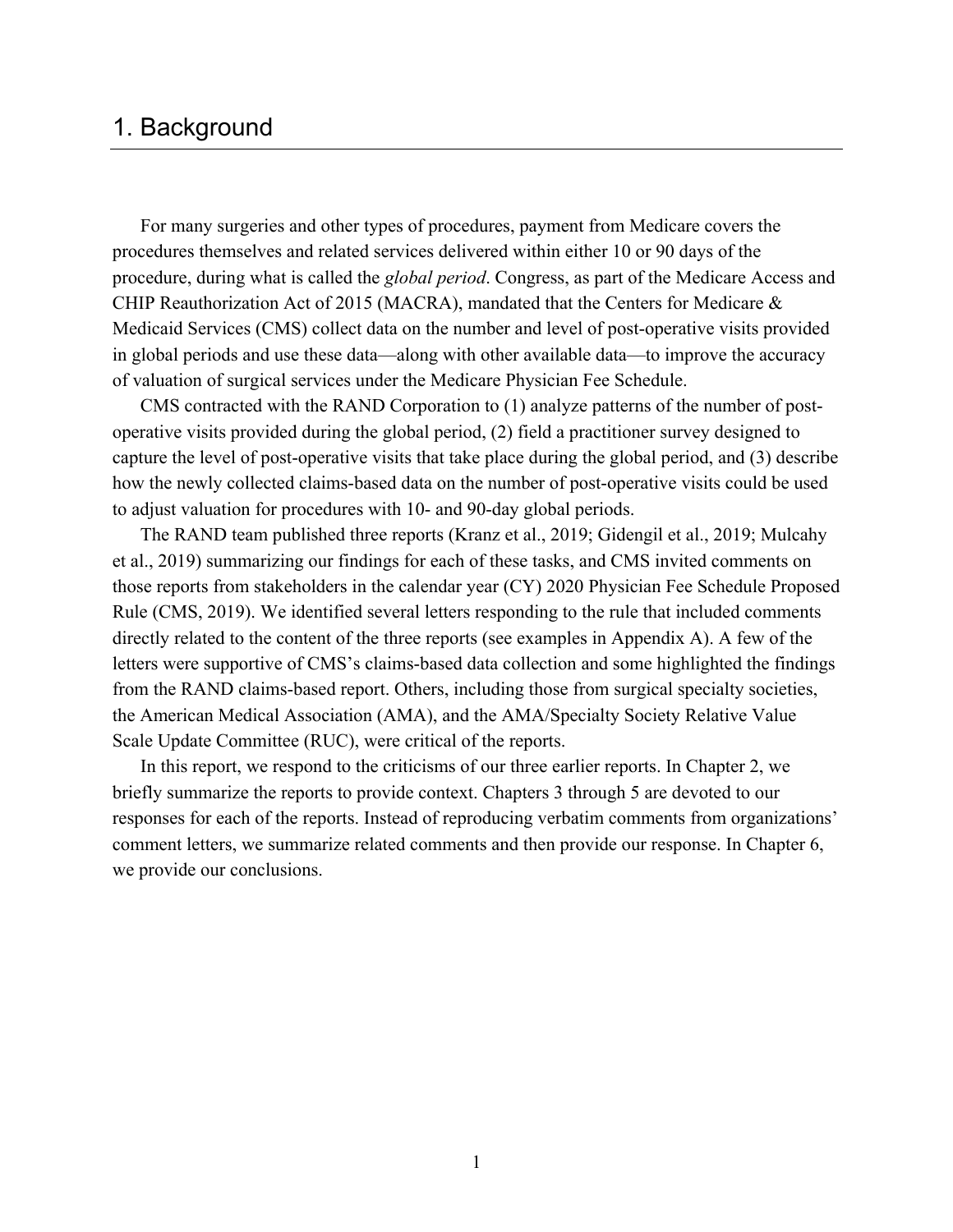# 1. Background

For many surgeries and other types of procedures, payment from Medicare covers the procedures themselves and related services delivered within either 10 or 90 days of the procedure, during what is called the *global period*. Congress, as part of the Medicare Access and CHIP Reauthorization Act of 2015 (MACRA), mandated that the Centers for Medicare & Medicaid Services (CMS) collect data on the number and level of post-operative visits provided in global periods and use these data—along with other available data—to improve the accuracy of valuation of surgical services under the Medicare Physician Fee Schedule.

CMS contracted with the RAND Corporation to (1) analyze patterns of the number of post-operative visits provided during the global period, (2) field a practitioner survey designed to capture the level of post-operative visits that take place during the global period, and (3) describe how the newly collected claims-based data on the number of post-operative visits could be used to adjust valuation for procedures with 10- and 90-day global periods.

The RAND team published three reports (Kranz et al., 2019; Gidengil et al., 2019; Mulcahy et al., 2019) summarizing our findings for each of these tasks, and CMS invited comments on those reports from stakeholders in the calendar year (CY) 2020 Physician Fee Schedule Proposed Rule (CMS, 2019). We identified several letters responding to the rule that included comments directly related to the content of the three reports (see examples in Appendix A). A few of the letters were supportive of CMS's claims-based data collection and some highlighted the findings from the RAND claims-based report. Others, including those from surgical specialty societies, the American Medical Association (AMA), and the AMA/Specialty Society Relative Value Scale Update Committee (RUC), were critical of the reports.

In this report, we respond to the criticisms of our three earlier reports. In Chapter 2, we briefly summarize the reports to provide context. Chapters 3 through 5 are devoted to our responses for each of the reports. Instead of reproducing verbatim comments from organizations' comment letters, we summarize related comments and then provide our response. In Chapter 6, we provide our conclusions.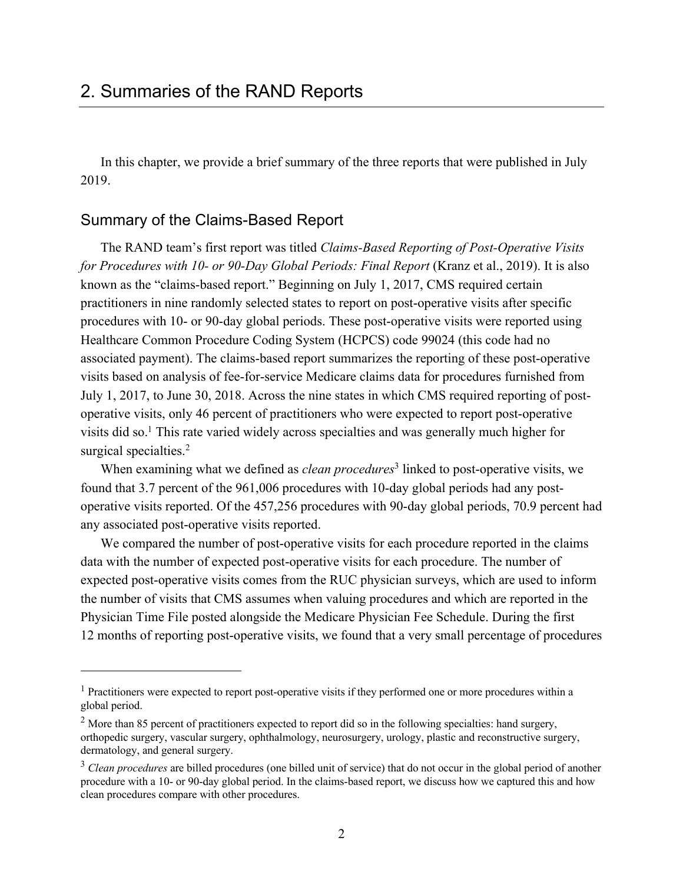# 2. Summaries of the RAND Reports

In this chapter, we provide a brief summary of the three reports that were published in July 2019.

## Summary of the Claims-Based Report

The RAND team's first report was titled *Claims-Based Reporting of Post-Operative Visits for Procedures with 10- or 90-Day Global Periods: Final Report* (Kranz et al., 2019). It is also known as the "claims-based report." Beginning on July 1, 2017, CMS required certain practitioners in nine randomly selected states to report on post-operative visits after specific procedures with 10- or 90-day global periods. These post-operative visits were reported using Healthcare Common Procedure Coding System (HCPCS) code 99024 (this code had no associated payment). The claims-based report summarizes the reporting of these post-operative visits based on analysis of fee-for-service Medicare claims data for procedures furnished from July 1, 2017, to June 30, 2018. Across the nine states in which CMS required reporting of post-operative visits, only 46 percent of practitioners who were expected to report post-operative visits did so.[1] This rate varied widely across specialties and was generally much higher for surgical specialties.[2]

When examining what we defined as *clean procedures*[3] linked to post-operative visits, we found that 3.7 percent of the 961,006 procedures with 10-day global periods had any post-operative visits reported. Of the 457,256 procedures with 90-day global periods, 70.9 percent had any associated post-operative visits reported.

We compared the number of post-operative visits for each procedure reported in the claims data with the number of expected post-operative visits for each procedure. The number of expected post-operative visits comes from the RUC physician surveys, which are used to inform the number of visits that CMS assumes when valuing procedures and which are reported in the Physician Time File posted alongside the Medicare Physician Fee Schedule. During the first 12 months of reporting post-operative visits, we found that a very small percentage of procedures

---

[1] Practitioners were expected to report post-operative visits if they performed one or more procedures within a global period.

[2] More than 85 percent of practitioners expected to report did so in the following specialties: hand surgery, orthopedic surgery, vascular surgery, ophthalmology, neurosurgery, urology, plastic and reconstructive surgery, dermatology, and general surgery.

[3] *Clean procedures* are billed procedures (one billed unit of service) that do not occur in the global period of another procedure with a 10- or 90-day global period. In the claims-based report, we discuss how we captured this and how clean procedures compare with other procedures.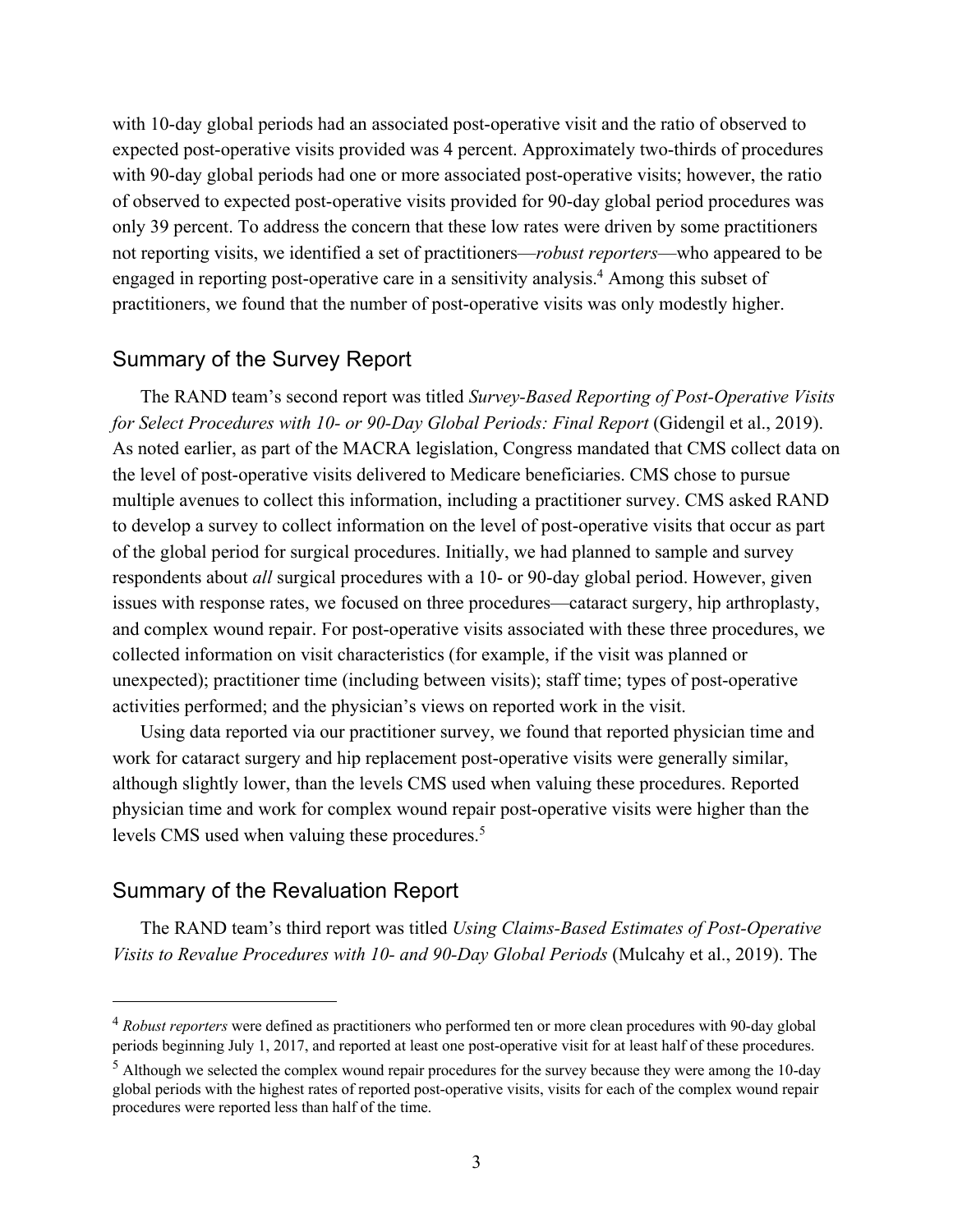with 10-day global periods had an associated post-operative visit and the ratio of observed to expected post-operative visits provided was 4 percent. Approximately two-thirds of procedures with 90-day global periods had one or more associated post-operative visits; however, the ratio of observed to expected post-operative visits provided for 90-day global period procedures was only 39 percent. To address the concern that these low rates were driven by some practitioners not reporting visits, we identified a set of practitioners—*robust reporters*—who appeared to be engaged in reporting post-operative care in a sensitivity analysis.[4] Among this subset of practitioners, we found that the number of post-operative visits was only modestly higher.

## Summary of the Survey Report

The RAND team's second report was titled *Survey-Based Reporting of Post-Operative Visits for Select Procedures with 10- or 90-Day Global Periods: Final Report* (Gidengil et al., 2019). As noted earlier, as part of the MACRA legislation, Congress mandated that CMS collect data on the level of post-operative visits delivered to Medicare beneficiaries. CMS chose to pursue multiple avenues to collect this information, including a practitioner survey. CMS asked RAND to develop a survey to collect information on the level of post-operative visits that occur as part of the global period for surgical procedures. Initially, we had planned to sample and survey respondents about *all* surgical procedures with a 10- or 90-day global period. However, given issues with response rates, we focused on three procedures—cataract surgery, hip arthroplasty, and complex wound repair. For post-operative visits associated with these three procedures, we collected information on visit characteristics (for example, if the visit was planned or unexpected); practitioner time (including between visits); staff time; types of post-operative activities performed; and the physician's views on reported work in the visit.

Using data reported via our practitioner survey, we found that reported physician time and work for cataract surgery and hip replacement post-operative visits were generally similar, although slightly lower, than the levels CMS used when valuing these procedures. Reported physician time and work for complex wound repair post-operative visits were higher than the levels CMS used when valuing these procedures.[5]

## Summary of the Revaluation Report

The RAND team's third report was titled *Using Claims-Based Estimates of Post-Operative Visits to Revalue Procedures with 10- and 90-Day Global Periods* (Mulcahy et al., 2019). The

---

[4] *Robust reporters* were defined as practitioners who performed ten or more clean procedures with 90-day global periods beginning July 1, 2017, and reported at least one post-operative visit for at least half of these procedures.

[5] Although we selected the complex wound repair procedures for the survey because they were among the 10-day global periods with the highest rates of reported post-operative visits, visits for each of the complex wound repair procedures were reported less than half of the time.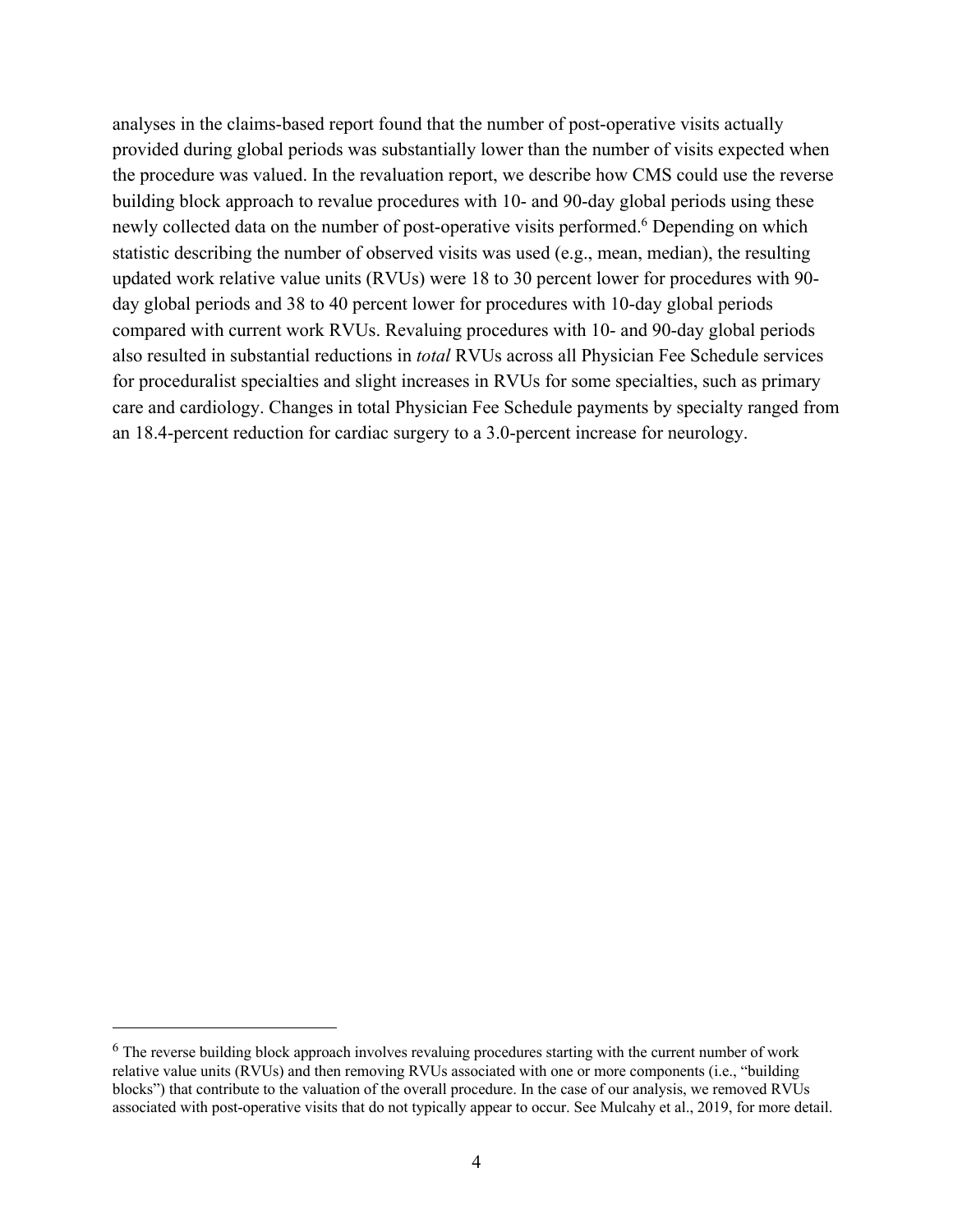analyses in the claims-based report found that the number of post-operative visits actually provided during global periods was substantially lower than the number of visits expected when the procedure was valued. In the revaluation report, we describe how CMS could use the reverse building block approach to revalue procedures with 10- and 90-day global periods using these newly collected data on the number of post-operative visits performed.[6] Depending on which statistic describing the number of observed visits was used (e.g., mean, median), the resulting updated work relative value units (RVUs) were 18 to 30 percent lower for procedures with 90-day global periods and 38 to 40 percent lower for procedures with 10-day global periods compared with current work RVUs. Revaluing procedures with 10- and 90-day global periods also resulted in substantial reductions in *total* RVUs across all Physician Fee Schedule services for proceduralist specialties and slight increases in RVUs for some specialties, such as primary care and cardiology. Changes in total Physician Fee Schedule payments by specialty ranged from an 18.4-percent reduction for cardiac surgery to a 3.0-percent increase for neurology.

---

[6] The reverse building block approach involves revaluing procedures starting with the current number of work relative value units (RVUs) and then removing RVUs associated with one or more components (i.e., "building blocks") that contribute to the valuation of the overall procedure. In the case of our analysis, we removed RVUs associated with post-operative visits that do not typically appear to occur. See Mulcahy et al., 2019, for more detail.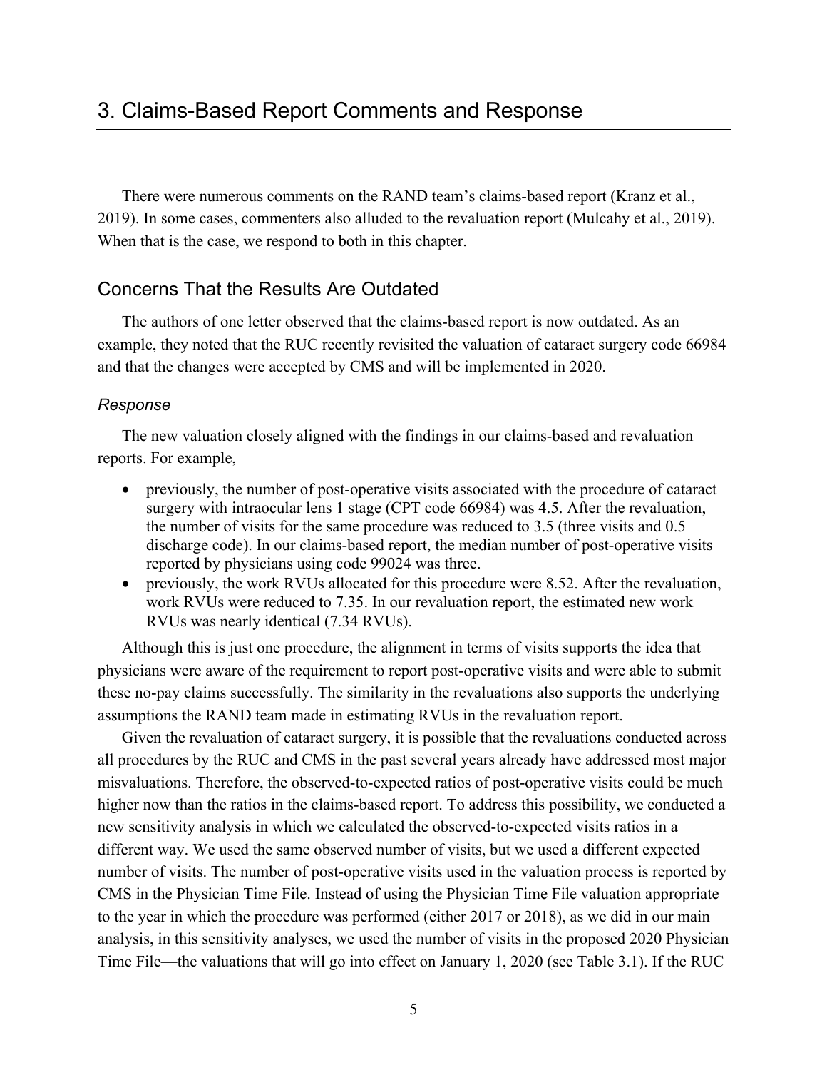# 3. Claims-Based Report Comments and Response

There were numerous comments on the RAND team's claims-based report (Kranz et al., 2019). In some cases, commenters also alluded to the revaluation report (Mulcahy et al., 2019). When that is the case, we respond to both in this chapter.

## Concerns That the Results Are Outdated

The authors of one letter observed that the claims-based report is now outdated. As an example, they noted that the RUC recently revisited the valuation of cataract surgery code 66984 and that the changes were accepted by CMS and will be implemented in 2020.

### *Response*

The new valuation closely aligned with the findings in our claims-based and revaluation reports. For example,

- previously, the number of post-operative visits associated with the procedure of cataract surgery with intraocular lens 1 stage (CPT code 66984) was 4.5. After the revaluation, the number of visits for the same procedure was reduced to 3.5 (three visits and 0.5 discharge code). In our claims-based report, the median number of post-operative visits reported by physicians using code 99024 was three.
- previously, the work RVUs allocated for this procedure were 8.52. After the revaluation, work RVUs were reduced to 7.35. In our revaluation report, the estimated new work RVUs was nearly identical (7.34 RVUs).

Although this is just one procedure, the alignment in terms of visits supports the idea that physicians were aware of the requirement to report post-operative visits and were able to submit these no-pay claims successfully. The similarity in the revaluations also supports the underlying assumptions the RAND team made in estimating RVUs in the revaluation report.

Given the revaluation of cataract surgery, it is possible that the revaluations conducted across all procedures by the RUC and CMS in the past several years already have addressed most major misvaluations. Therefore, the observed-to-expected ratios of post-operative visits could be much higher now than the ratios in the claims-based report. To address this possibility, we conducted a new sensitivity analysis in which we calculated the observed-to-expected visits ratios in a different way. We used the same observed number of visits, but we used a different expected number of visits. The number of post-operative visits used in the valuation process is reported by CMS in the Physician Time File. Instead of using the Physician Time File valuation appropriate to the year in which the procedure was performed (either 2017 or 2018), as we did in our main analysis, in this sensitivity analyses, we used the number of visits in the proposed 2020 Physician Time File—the valuations that will go into effect on January 1, 2020 (see Table 3.1). If the RUC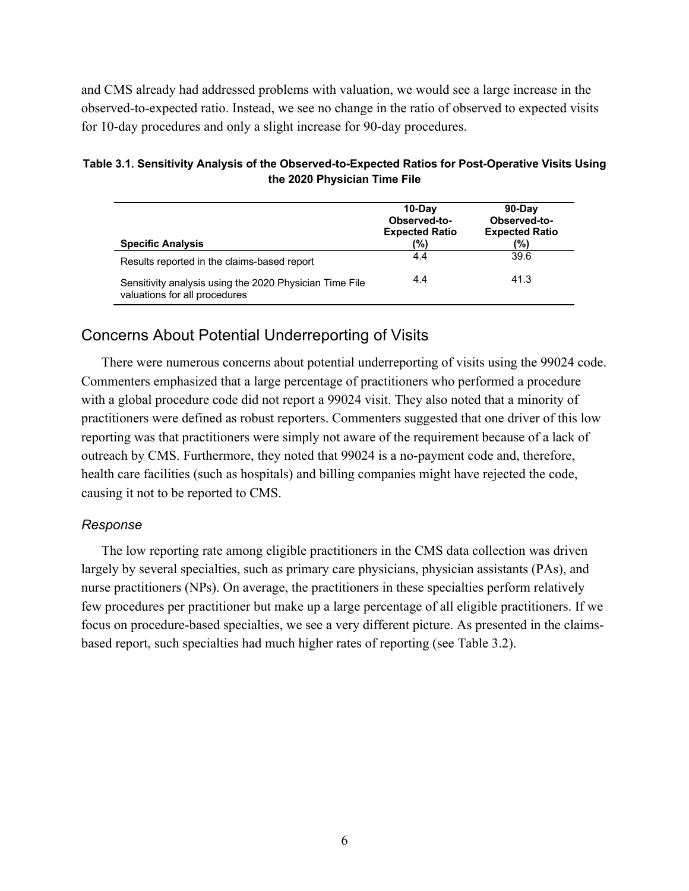and CMS already had addressed problems with valuation, we would see a large increase in the observed-to-expected ratio. Instead, we see no change in the ratio of observed to expected visits for 10-day procedures and only a slight increase for 90-day procedures.

**Table 3.1. Sensitivity Analysis of the Observed-to-Expected Ratios for Post-Operative Visits Using the 2020 Physician Time File**

| Specific Analysis | 10-Day Observed-to-Expected Ratio (%) | 90-Day Observed-to-Expected Ratio (%) |
|---|---|---|
| Results reported in the claims-based report | 4.4 | 39.6 |
| Sensitivity analysis using the 2020 Physician Time File valuations for all procedures | 4.4 | 41.3 |

## Concerns About Potential Underreporting of Visits

There were numerous concerns about potential underreporting of visits using the 99024 code. Commenters emphasized that a large percentage of practitioners who performed a procedure with a global procedure code did not report a 99024 visit. They also noted that a minority of practitioners were defined as robust reporters. Commenters suggested that one driver of this low reporting was that practitioners were simply not aware of the requirement because of a lack of outreach by CMS. Furthermore, they noted that 99024 is a no-payment code and, therefore, health care facilities (such as hospitals) and billing companies might have rejected the code, causing it not to be reported to CMS.

### *Response*

The low reporting rate among eligible practitioners in the CMS data collection was driven largely by several specialties, such as primary care physicians, physician assistants (PAs), and nurse practitioners (NPs). On average, the practitioners in these specialties perform relatively few procedures per practitioner but make up a large percentage of all eligible practitioners. If we focus on procedure-based specialties, we see a very different picture. As presented in the claims-based report, such specialties had much higher rates of reporting (see Table 3.2).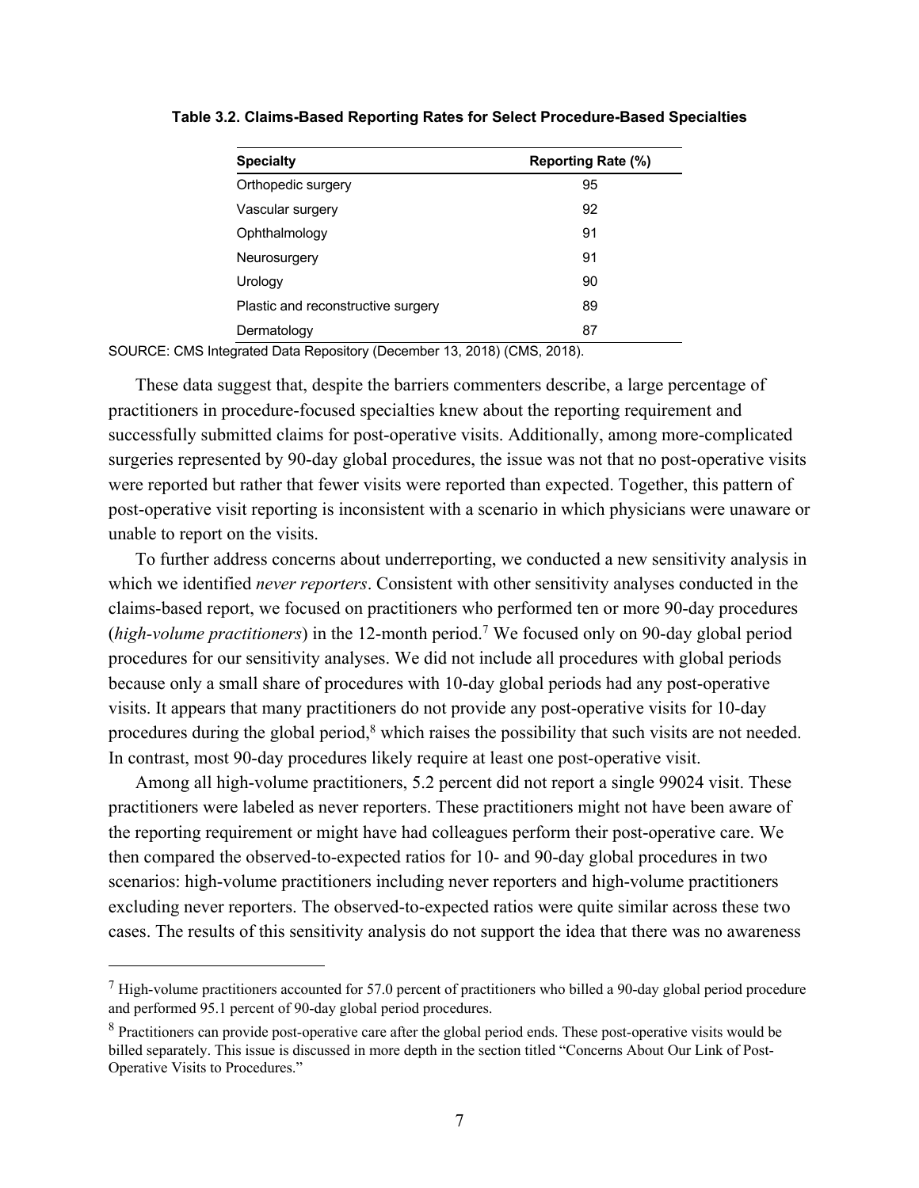**Table 3.2. Claims-Based Reporting Rates for Select Procedure-Based Specialties**

| Specialty | Reporting Rate (%) |
|---|---|
| Orthopedic surgery | 95 |
| Vascular surgery | 92 |
| Ophthalmology | 91 |
| Neurosurgery | 91 |
| Urology | 90 |
| Plastic and reconstructive surgery | 89 |
| Dermatology | 87 |

SOURCE: CMS Integrated Data Repository (December 13, 2018) (CMS, 2018).

These data suggest that, despite the barriers commenters describe, a large percentage of practitioners in procedure-focused specialties knew about the reporting requirement and successfully submitted claims for post-operative visits. Additionally, among more-complicated surgeries represented by 90-day global procedures, the issue was not that no post-operative visits were reported but rather that fewer visits were reported than expected. Together, this pattern of post-operative visit reporting is inconsistent with a scenario in which physicians were unaware or unable to report on the visits.

To further address concerns about underreporting, we conducted a new sensitivity analysis in which we identified *never reporters*. Consistent with other sensitivity analyses conducted in the claims-based report, we focused on practitioners who performed ten or more 90-day procedures (*high-volume practitioners*) in the 12-month period.[7] We focused only on 90-day global period procedures for our sensitivity analyses. We did not include all procedures with global periods because only a small share of procedures with 10-day global periods had any post-operative visits. It appears that many practitioners do not provide any post-operative visits for 10-day procedures during the global period,[8] which raises the possibility that such visits are not needed. In contrast, most 90-day procedures likely require at least one post-operative visit.

Among all high-volume practitioners, 5.2 percent did not report a single 99024 visit. These practitioners were labeled as never reporters. These practitioners might not have been aware of the reporting requirement or might have had colleagues perform their post-operative care. We then compared the observed-to-expected ratios for 10- and 90-day global procedures in two scenarios: high-volume practitioners including never reporters and high-volume practitioners excluding never reporters. The observed-to-expected ratios were quite similar across these two cases. The results of this sensitivity analysis do not support the idea that there was no awareness

---

[7] High-volume practitioners accounted for 57.0 percent of practitioners who billed a 90-day global period procedure and performed 95.1 percent of 90-day global period procedures.

[8] Practitioners can provide post-operative care after the global period ends. These post-operative visits would be billed separately. This issue is discussed in more depth in the section titled "Concerns About Our Link of Post-Operative Visits to Procedures."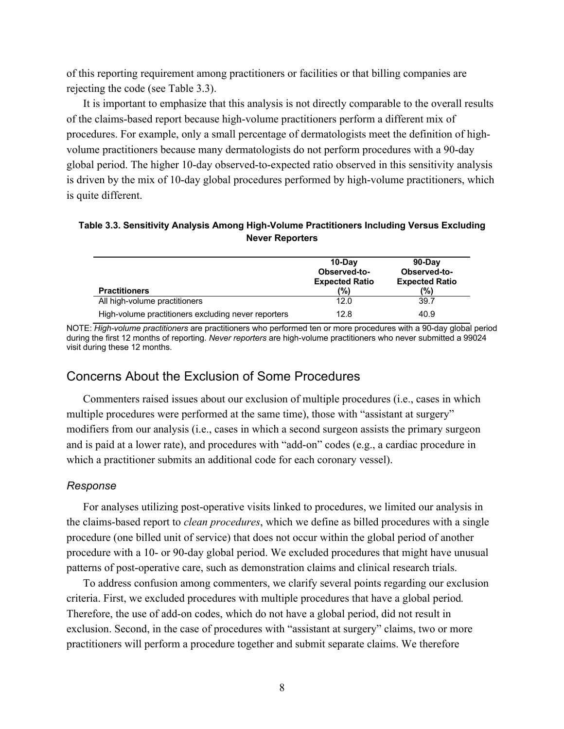of this reporting requirement among practitioners or facilities or that billing companies are rejecting the code (see Table 3.3).

It is important to emphasize that this analysis is not directly comparable to the overall results of the claims-based report because high-volume practitioners perform a different mix of procedures. For example, only a small percentage of dermatologists meet the definition of high-volume practitioners because many dermatologists do not perform procedures with a 90-day global period. The higher 10-day observed-to-expected ratio observed in this sensitivity analysis is driven by the mix of 10-day global procedures performed by high-volume practitioners, which is quite different.

**Table 3.3. Sensitivity Analysis Among High-Volume Practitioners Including Versus Excluding Never Reporters**

| Practitioners | 10-Day Observed-to-Expected Ratio (%) | 90-Day Observed-to-Expected Ratio (%) |
|---|---|---|
| All high-volume practitioners | 12.0 | 39.7 |
| High-volume practitioners excluding never reporters | 12.8 | 40.9 |

NOTE: *High-volume practitioners* are practitioners who performed ten or more procedures with a 90-day global period during the first 12 months of reporting. *Never reporters* are high-volume practitioners who never submitted a 99024 visit during these 12 months.

## Concerns About the Exclusion of Some Procedures

Commenters raised issues about our exclusion of multiple procedures (i.e., cases in which multiple procedures were performed at the same time), those with "assistant at surgery" modifiers from our analysis (i.e., cases in which a second surgeon assists the primary surgeon and is paid at a lower rate), and procedures with "add-on" codes (e.g., a cardiac procedure in which a practitioner submits an additional code for each coronary vessel).

### *Response*

For analyses utilizing post-operative visits linked to procedures, we limited our analysis in the claims-based report to *clean procedures*, which we define as billed procedures with a single procedure (one billed unit of service) that does not occur within the global period of another procedure with a 10- or 90-day global period. We excluded procedures that might have unusual patterns of post-operative care, such as demonstration claims and clinical research trials.

To address confusion among commenters, we clarify several points regarding our exclusion criteria. First, we excluded procedures with multiple procedures that have a global period. Therefore, the use of add-on codes, which do not have a global period, did not result in exclusion. Second, in the case of procedures with "assistant at surgery" claims, two or more practitioners will perform a procedure together and submit separate claims. We therefore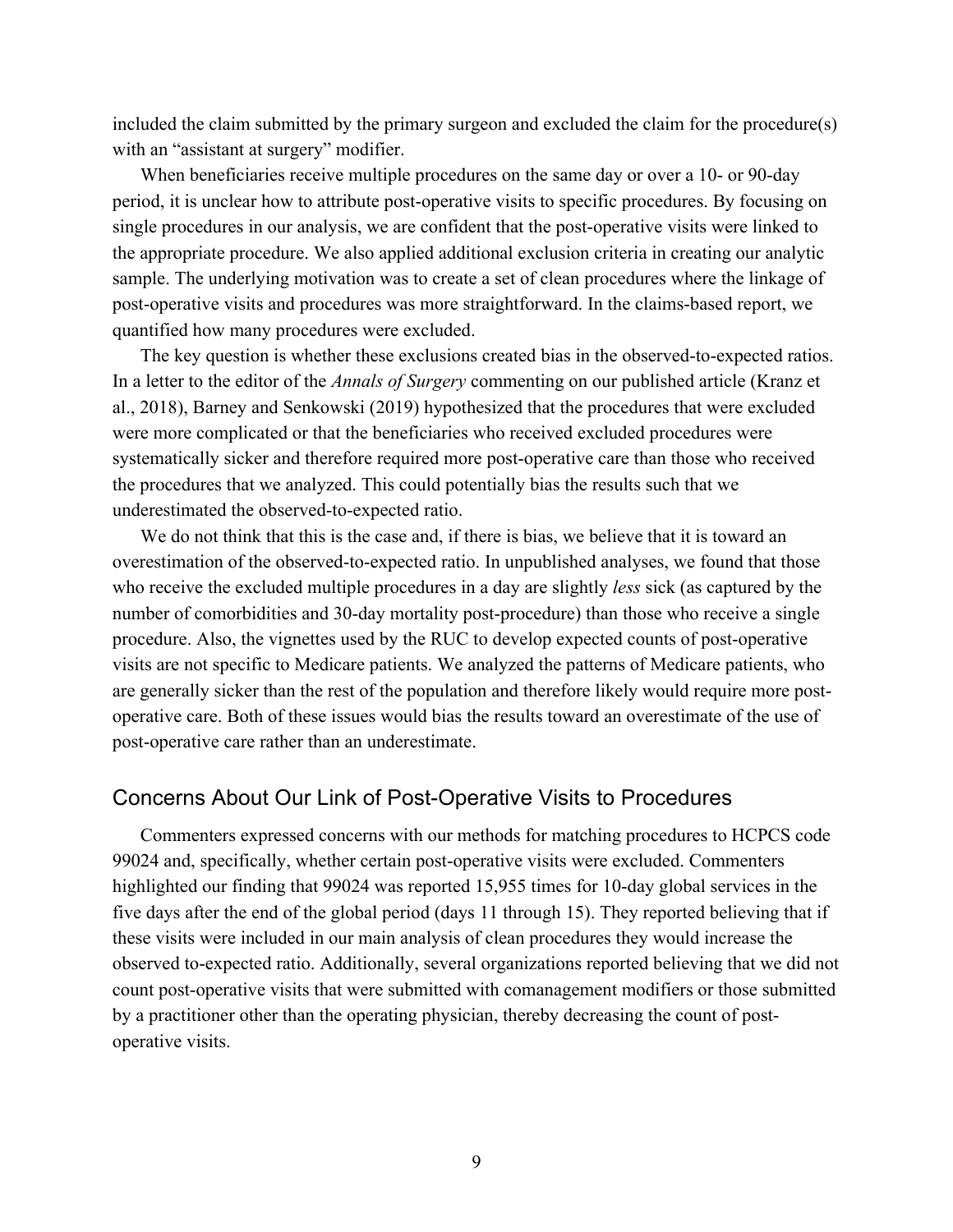included the claim submitted by the primary surgeon and excluded the claim for the procedure(s) with an "assistant at surgery" modifier.

When beneficiaries receive multiple procedures on the same day or over a 10- or 90-day period, it is unclear how to attribute post-operative visits to specific procedures. By focusing on single procedures in our analysis, we are confident that the post-operative visits were linked to the appropriate procedure. We also applied additional exclusion criteria in creating our analytic sample. The underlying motivation was to create a set of clean procedures where the linkage of post-operative visits and procedures was more straightforward. In the claims-based report, we quantified how many procedures were excluded.

The key question is whether these exclusions created bias in the observed-to-expected ratios. In a letter to the editor of the *Annals of Surgery* commenting on our published article (Kranz et al., 2018), Barney and Senkowski (2019) hypothesized that the procedures that were excluded were more complicated or that the beneficiaries who received excluded procedures were systematically sicker and therefore required more post-operative care than those who received the procedures that we analyzed. This could potentially bias the results such that we underestimated the observed-to-expected ratio.

We do not think that this is the case and, if there is bias, we believe that it is toward an overestimation of the observed-to-expected ratio. In unpublished analyses, we found that those who receive the excluded multiple procedures in a day are slightly *less* sick (as captured by the number of comorbidities and 30-day mortality post-procedure) than those who receive a single procedure. Also, the vignettes used by the RUC to develop expected counts of post-operative visits are not specific to Medicare patients. We analyzed the patterns of Medicare patients, who are generally sicker than the rest of the population and therefore likely would require more post-operative care. Both of these issues would bias the results toward an overestimate of the use of post-operative care rather than an underestimate.

## Concerns About Our Link of Post-Operative Visits to Procedures

Commenters expressed concerns with our methods for matching procedures to HCPCS code 99024 and, specifically, whether certain post-operative visits were excluded. Commenters highlighted our finding that 99024 was reported 15,955 times for 10-day global services in the five days after the end of the global period (days 11 through 15). They reported believing that if these visits were included in our main analysis of clean procedures they would increase the observed to-expected ratio. Additionally, several organizations reported believing that we did not count post-operative visits that were submitted with comanagement modifiers or those submitted by a practitioner other than the operating physician, thereby decreasing the count of post-operative visits.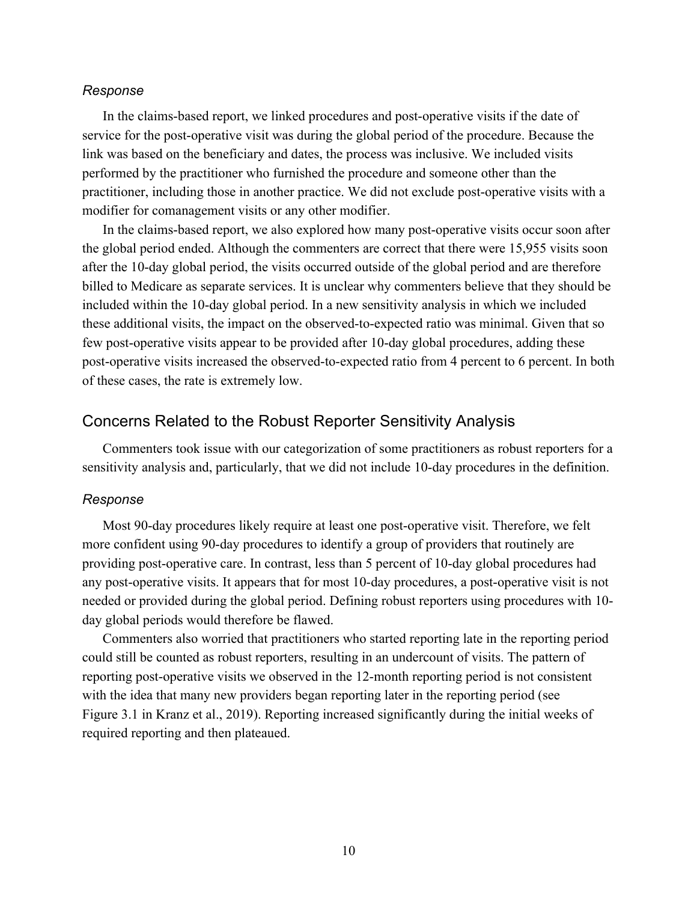### *Response*

In the claims-based report, we linked procedures and post-operative visits if the date of service for the post-operative visit was during the global period of the procedure. Because the link was based on the beneficiary and dates, the process was inclusive. We included visits performed by the practitioner who furnished the procedure and someone other than the practitioner, including those in another practice. We did not exclude post-operative visits with a modifier for comanagement visits or any other modifier.

In the claims-based report, we also explored how many post-operative visits occur soon after the global period ended. Although the commenters are correct that there were 15,955 visits soon after the 10-day global period, the visits occurred outside of the global period and are therefore billed to Medicare as separate services. It is unclear why commenters believe that they should be included within the 10-day global period. In a new sensitivity analysis in which we included these additional visits, the impact on the observed-to-expected ratio was minimal. Given that so few post-operative visits appear to be provided after 10-day global procedures, adding these post-operative visits increased the observed-to-expected ratio from 4 percent to 6 percent. In both of these cases, the rate is extremely low.

## Concerns Related to the Robust Reporter Sensitivity Analysis

Commenters took issue with our categorization of some practitioners as robust reporters for a sensitivity analysis and, particularly, that we did not include 10-day procedures in the definition.

### *Response*

Most 90-day procedures likely require at least one post-operative visit. Therefore, we felt more confident using 90-day procedures to identify a group of providers that routinely are providing post-operative care. In contrast, less than 5 percent of 10-day global procedures had any post-operative visits. It appears that for most 10-day procedures, a post-operative visit is not needed or provided during the global period. Defining robust reporters using procedures with 10-day global periods would therefore be flawed.

Commenters also worried that practitioners who started reporting late in the reporting period could still be counted as robust reporters, resulting in an undercount of visits. The pattern of reporting post-operative visits we observed in the 12-month reporting period is not consistent with the idea that many new providers began reporting later in the reporting period (see Figure 3.1 in Kranz et al., 2019). Reporting increased significantly during the initial weeks of required reporting and then plateaued.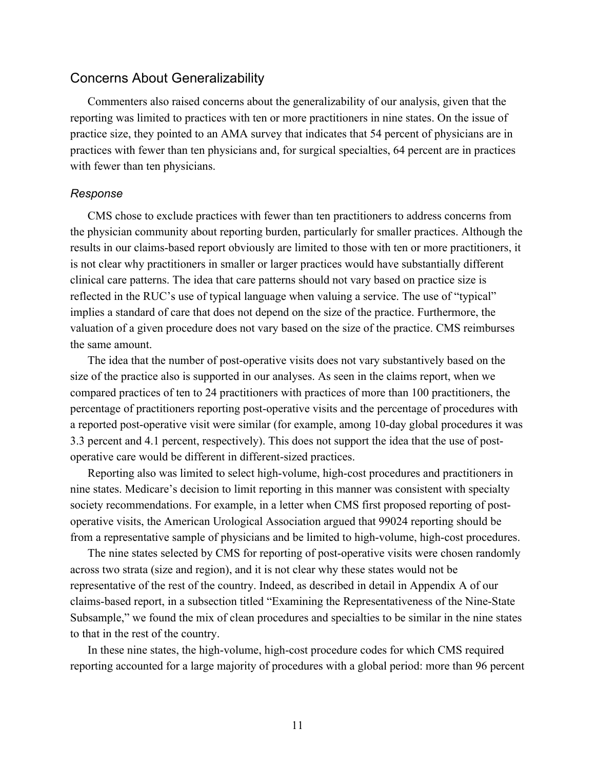## Concerns About Generalizability

Commenters also raised concerns about the generalizability of our analysis, given that the reporting was limited to practices with ten or more practitioners in nine states. On the issue of practice size, they pointed to an AMA survey that indicates that 54 percent of physicians are in practices with fewer than ten physicians and, for surgical specialties, 64 percent are in practices with fewer than ten physicians.

### *Response*

CMS chose to exclude practices with fewer than ten practitioners to address concerns from the physician community about reporting burden, particularly for smaller practices. Although the results in our claims-based report obviously are limited to those with ten or more practitioners, it is not clear why practitioners in smaller or larger practices would have substantially different clinical care patterns. The idea that care patterns should not vary based on practice size is reflected in the RUC's use of typical language when valuing a service. The use of "typical" implies a standard of care that does not depend on the size of the practice. Furthermore, the valuation of a given procedure does not vary based on the size of the practice. CMS reimburses the same amount.

The idea that the number of post-operative visits does not vary substantively based on the size of the practice also is supported in our analyses. As seen in the claims report, when we compared practices of ten to 24 practitioners with practices of more than 100 practitioners, the percentage of practitioners reporting post-operative visits and the percentage of procedures with a reported post-operative visit were similar (for example, among 10-day global procedures it was 3.3 percent and 4.1 percent, respectively). This does not support the idea that the use of post-operative care would be different in different-sized practices.

Reporting also was limited to select high-volume, high-cost procedures and practitioners in nine states. Medicare's decision to limit reporting in this manner was consistent with specialty society recommendations. For example, in a letter when CMS first proposed reporting of post-operative visits, the American Urological Association argued that 99024 reporting should be from a representative sample of physicians and be limited to high-volume, high-cost procedures.

The nine states selected by CMS for reporting of post-operative visits were chosen randomly across two strata (size and region), and it is not clear why these states would not be representative of the rest of the country. Indeed, as described in detail in Appendix A of our claims-based report, in a subsection titled "Examining the Representativeness of the Nine-State Subsample," we found the mix of clean procedures and specialties to be similar in the nine states to that in the rest of the country.

In these nine states, the high-volume, high-cost procedure codes for which CMS required reporting accounted for a large majority of procedures with a global period: more than 96 percent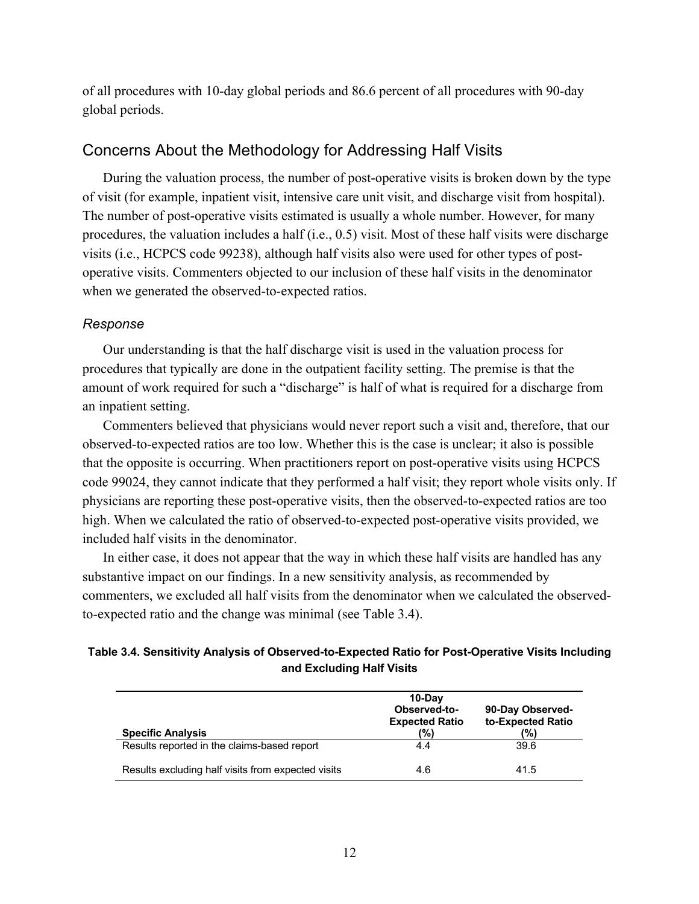of all procedures with 10-day global periods and 86.6 percent of all procedures with 90-day global periods.

## Concerns About the Methodology for Addressing Half Visits

During the valuation process, the number of post-operative visits is broken down by the type of visit (for example, inpatient visit, intensive care unit visit, and discharge visit from hospital). The number of post-operative visits estimated is usually a whole number. However, for many procedures, the valuation includes a half (i.e., 0.5) visit. Most of these half visits were discharge visits (i.e., HCPCS code 99238), although half visits also were used for other types of post-operative visits. Commenters objected to our inclusion of these half visits in the denominator when we generated the observed-to-expected ratios.

### *Response*

Our understanding is that the half discharge visit is used in the valuation process for procedures that typically are done in the outpatient facility setting. The premise is that the amount of work required for such a "discharge" is half of what is required for a discharge from an inpatient setting.

Commenters believed that physicians would never report such a visit and, therefore, that our observed-to-expected ratios are too low. Whether this is the case is unclear; it also is possible that the opposite is occurring. When practitioners report on post-operative visits using HCPCS code 99024, they cannot indicate that they performed a half visit; they report whole visits only. If physicians are reporting these post-operative visits, then the observed-to-expected ratios are too high. When we calculated the ratio of observed-to-expected post-operative visits provided, we included half visits in the denominator.

In either case, it does not appear that the way in which these half visits are handled has any substantive impact on our findings. In a new sensitivity analysis, as recommended by commenters, we excluded all half visits from the denominator when we calculated the observed-to-expected ratio and the change was minimal (see Table 3.4).

**Table 3.4. Sensitivity Analysis of Observed-to-Expected Ratio for Post-Operative Visits Including and Excluding Half Visits**

| Specific Analysis | 10-Day Observed-to-Expected Ratio (%) | 90-Day Observed-to-Expected Ratio (%) |
|---|---|---|
| Results reported in the claims-based report | 4.4 | 39.6 |
| Results excluding half visits from expected visits | 4.6 | 41.5 |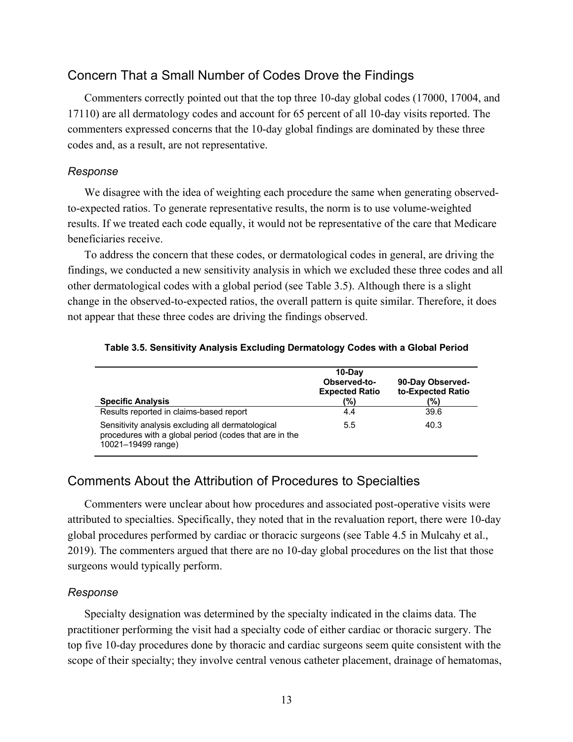## Concern That a Small Number of Codes Drove the Findings

Commenters correctly pointed out that the top three 10-day global codes (17000, 17004, and 17110) are all dermatology codes and account for 65 percent of all 10-day visits reported. The commenters expressed concerns that the 10-day global findings are dominated by these three codes and, as a result, are not representative.

### *Response*

We disagree with the idea of weighting each procedure the same when generating observed-to-expected ratios. To generate representative results, the norm is to use volume-weighted results. If we treated each code equally, it would not be representative of the care that Medicare beneficiaries receive.

To address the concern that these codes, or dermatological codes in general, are driving the findings, we conducted a new sensitivity analysis in which we excluded these three codes and all other dermatological codes with a global period (see Table 3.5). Although there is a slight change in the observed-to-expected ratios, the overall pattern is quite similar. Therefore, it does not appear that these three codes are driving the findings observed.

**Table 3.5. Sensitivity Analysis Excluding Dermatology Codes with a Global Period**

| Specific Analysis | 10-Day Observed-to-Expected Ratio (%) | 90-Day Observed-to-Expected Ratio (%) |
| --- | --- | --- |
| Results reported in claims-based report | 4.4 | 39.6 |
| Sensitivity analysis excluding all dermatological procedures with a global period (codes that are in the 10021–19499 range) | 5.5 | 40.3 |

## Comments About the Attribution of Procedures to Specialties

Commenters were unclear about how procedures and associated post-operative visits were attributed to specialties. Specifically, they noted that in the revaluation report, there were 10-day global procedures performed by cardiac or thoracic surgeons (see Table 4.5 in Mulcahy et al., 2019). The commenters argued that there are no 10-day global procedures on the list that those surgeons would typically perform.

### *Response*

Specialty designation was determined by the specialty indicated in the claims data. The practitioner performing the visit had a specialty code of either cardiac or thoracic surgery. The top five 10-day procedures done by thoracic and cardiac surgeons seem quite consistent with the scope of their specialty; they involve central venous catheter placement, drainage of hematomas,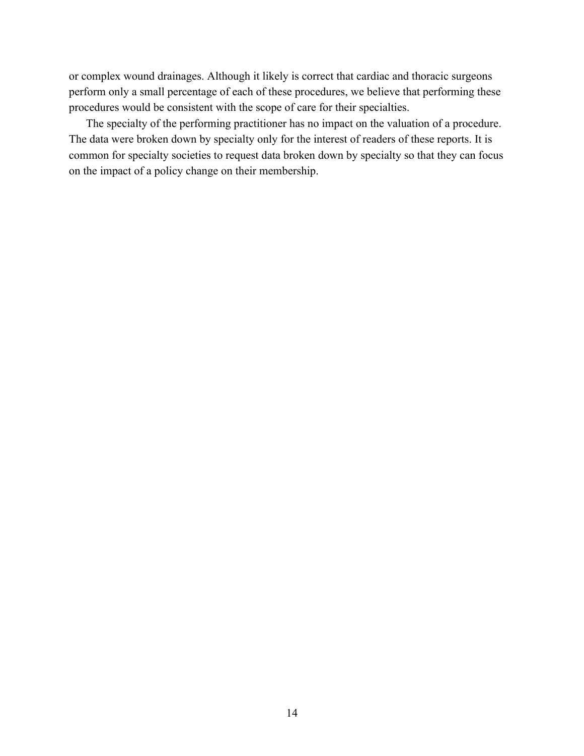or complex wound drainages. Although it likely is correct that cardiac and thoracic surgeons perform only a small percentage of each of these procedures, we believe that performing these procedures would be consistent with the scope of care for their specialties.

The specialty of the performing practitioner has no impact on the valuation of a procedure. The data were broken down by specialty only for the interest of readers of these reports. It is common for specialty societies to request data broken down by specialty so that they can focus on the impact of a policy change on their membership.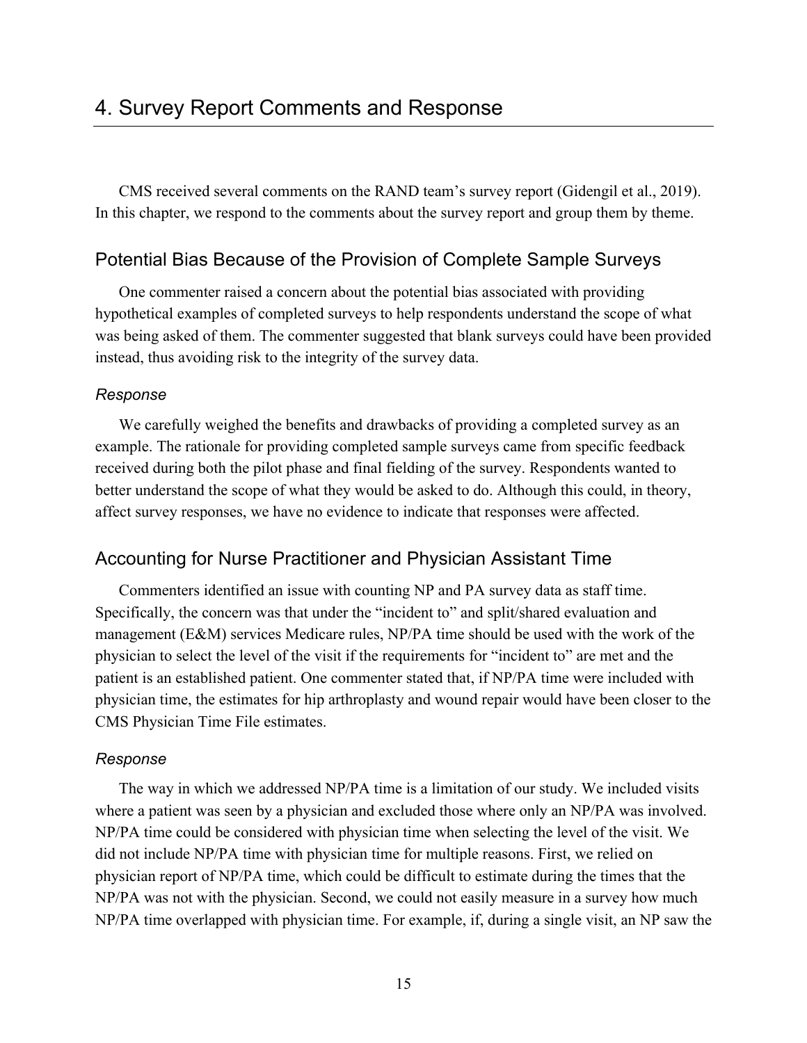# 4. Survey Report Comments and Response

CMS received several comments on the RAND team's survey report (Gidengil et al., 2019). In this chapter, we respond to the comments about the survey report and group them by theme.

## Potential Bias Because of the Provision of Complete Sample Surveys

One commenter raised a concern about the potential bias associated with providing hypothetical examples of completed surveys to help respondents understand the scope of what was being asked of them. The commenter suggested that blank surveys could have been provided instead, thus avoiding risk to the integrity of the survey data.

### *Response*

We carefully weighed the benefits and drawbacks of providing a completed survey as an example. The rationale for providing completed sample surveys came from specific feedback received during both the pilot phase and final fielding of the survey. Respondents wanted to better understand the scope of what they would be asked to do. Although this could, in theory, affect survey responses, we have no evidence to indicate that responses were affected.

## Accounting for Nurse Practitioner and Physician Assistant Time

Commenters identified an issue with counting NP and PA survey data as staff time. Specifically, the concern was that under the "incident to" and split/shared evaluation and management (E&M) services Medicare rules, NP/PA time should be used with the work of the physician to select the level of the visit if the requirements for "incident to" are met and the patient is an established patient. One commenter stated that, if NP/PA time were included with physician time, the estimates for hip arthroplasty and wound repair would have been closer to the CMS Physician Time File estimates.

### *Response*

The way in which we addressed NP/PA time is a limitation of our study. We included visits where a patient was seen by a physician and excluded those where only an NP/PA was involved. NP/PA time could be considered with physician time when selecting the level of the visit. We did not include NP/PA time with physician time for multiple reasons. First, we relied on physician report of NP/PA time, which could be difficult to estimate during the times that the NP/PA was not with the physician. Second, we could not easily measure in a survey how much NP/PA time overlapped with physician time. For example, if, during a single visit, an NP saw the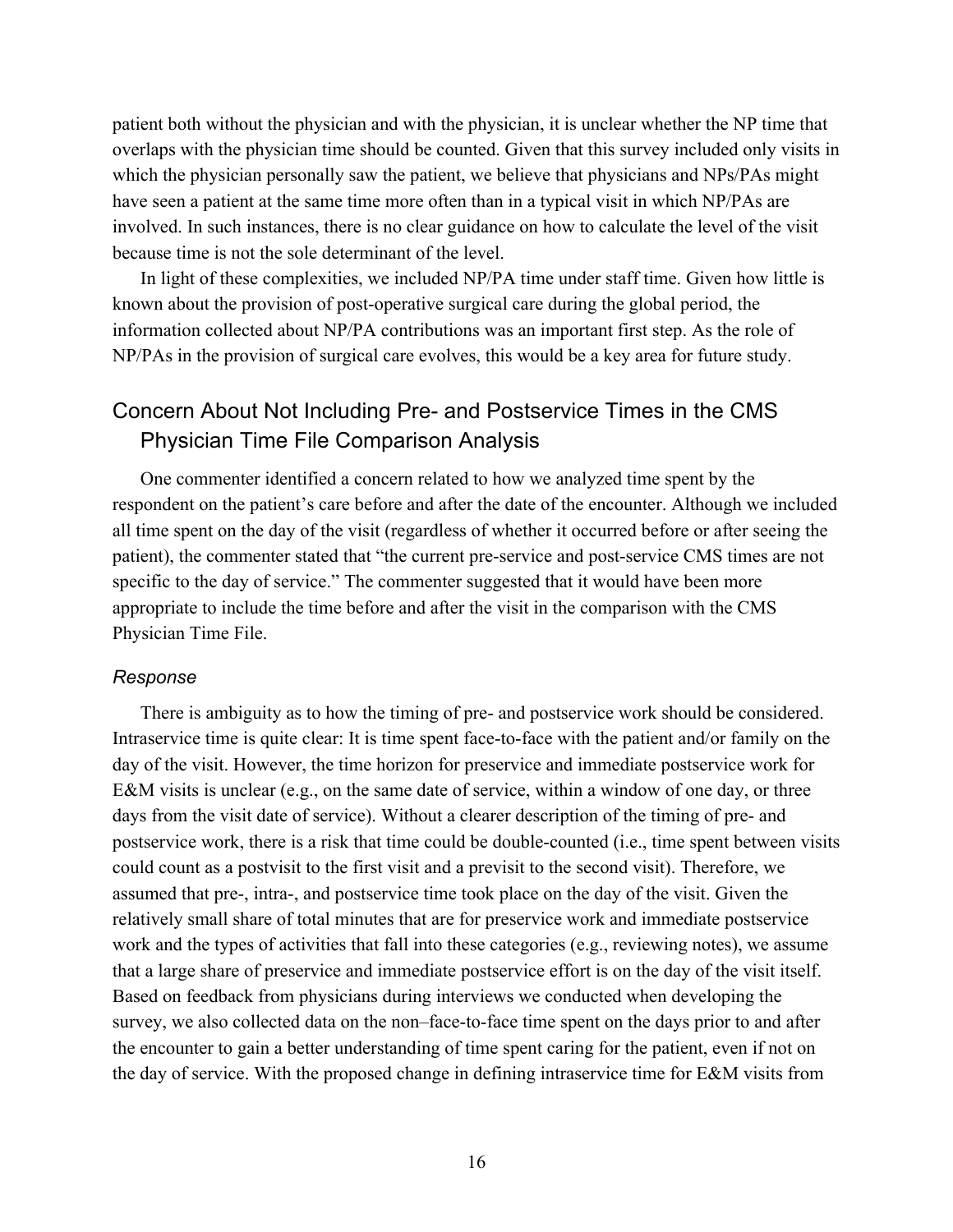patient both without the physician and with the physician, it is unclear whether the NP time that overlaps with the physician time should be counted. Given that this survey included only visits in which the physician personally saw the patient, we believe that physicians and NPs/PAs might have seen a patient at the same time more often than in a typical visit in which NP/PAs are involved. In such instances, there is no clear guidance on how to calculate the level of the visit because time is not the sole determinant of the level.

In light of these complexities, we included NP/PA time under staff time. Given how little is known about the provision of post-operative surgical care during the global period, the information collected about NP/PA contributions was an important first step. As the role of NP/PAs in the provision of surgical care evolves, this would be a key area for future study.

## Concern About Not Including Pre- and Postservice Times in the CMS Physician Time File Comparison Analysis

One commenter identified a concern related to how we analyzed time spent by the respondent on the patient's care before and after the date of the encounter. Although we included all time spent on the day of the visit (regardless of whether it occurred before or after seeing the patient), the commenter stated that "the current pre-service and post-service CMS times are not specific to the day of service." The commenter suggested that it would have been more appropriate to include the time before and after the visit in the comparison with the CMS Physician Time File.

### *Response*

There is ambiguity as to how the timing of pre- and postservice work should be considered. Intraservice time is quite clear: It is time spent face-to-face with the patient and/or family on the day of the visit. However, the time horizon for preservice and immediate postservice work for E&M visits is unclear (e.g., on the same date of service, within a window of one day, or three days from the visit date of service). Without a clearer description of the timing of pre- and postservice work, there is a risk that time could be double-counted (i.e., time spent between visits could count as a postvisit to the first visit and a previsit to the second visit). Therefore, we assumed that pre-, intra-, and postservice time took place on the day of the visit. Given the relatively small share of total minutes that are for preservice work and immediate postservice work and the types of activities that fall into these categories (e.g., reviewing notes), we assume that a large share of preservice and immediate postservice effort is on the day of the visit itself. Based on feedback from physicians during interviews we conducted when developing the survey, we also collected data on the non–face-to-face time spent on the days prior to and after the encounter to gain a better understanding of time spent caring for the patient, even if not on the day of service. With the proposed change in defining intraservice time for E&M visits from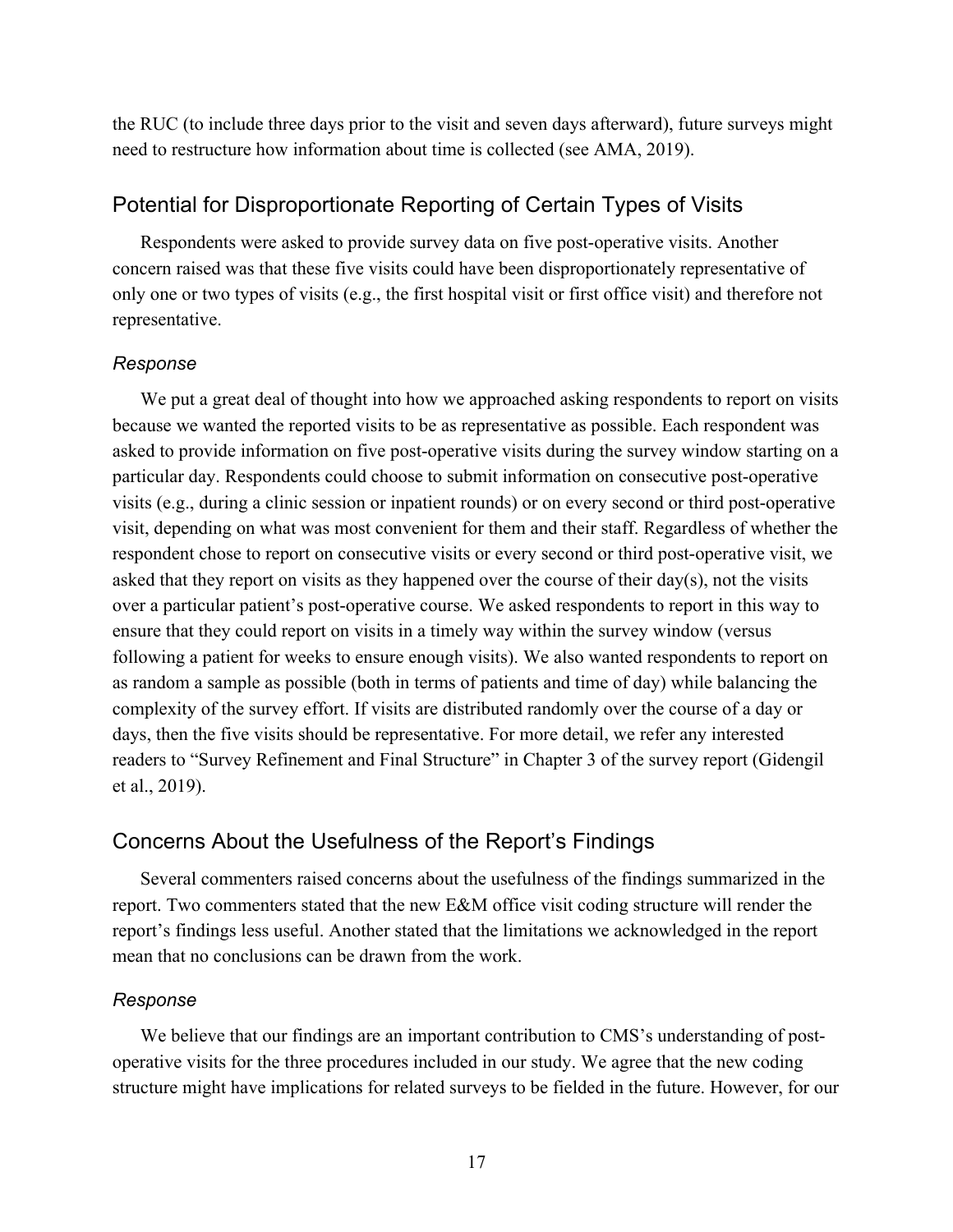the RUC (to include three days prior to the visit and seven days afterward), future surveys might need to restructure how information about time is collected (see AMA, 2019).

## Potential for Disproportionate Reporting of Certain Types of Visits

Respondents were asked to provide survey data on five post-operative visits. Another concern raised was that these five visits could have been disproportionately representative of only one or two types of visits (e.g., the first hospital visit or first office visit) and therefore not representative.

### *Response*

We put a great deal of thought into how we approached asking respondents to report on visits because we wanted the reported visits to be as representative as possible. Each respondent was asked to provide information on five post-operative visits during the survey window starting on a particular day. Respondents could choose to submit information on consecutive post-operative visits (e.g., during a clinic session or inpatient rounds) or on every second or third post-operative visit, depending on what was most convenient for them and their staff. Regardless of whether the respondent chose to report on consecutive visits or every second or third post-operative visit, we asked that they report on visits as they happened over the course of their day(s), not the visits over a particular patient's post-operative course. We asked respondents to report in this way to ensure that they could report on visits in a timely way within the survey window (versus following a patient for weeks to ensure enough visits). We also wanted respondents to report on as random a sample as possible (both in terms of patients and time of day) while balancing the complexity of the survey effort. If visits are distributed randomly over the course of a day or days, then the five visits should be representative. For more detail, we refer any interested readers to "Survey Refinement and Final Structure" in Chapter 3 of the survey report (Gidengil et al., 2019).

## Concerns About the Usefulness of the Report's Findings

Several commenters raised concerns about the usefulness of the findings summarized in the report. Two commenters stated that the new E&M office visit coding structure will render the report's findings less useful. Another stated that the limitations we acknowledged in the report mean that no conclusions can be drawn from the work.

### *Response*

We believe that our findings are an important contribution to CMS's understanding of post-operative visits for the three procedures included in our study. We agree that the new coding structure might have implications for related surveys to be fielded in the future. However, for our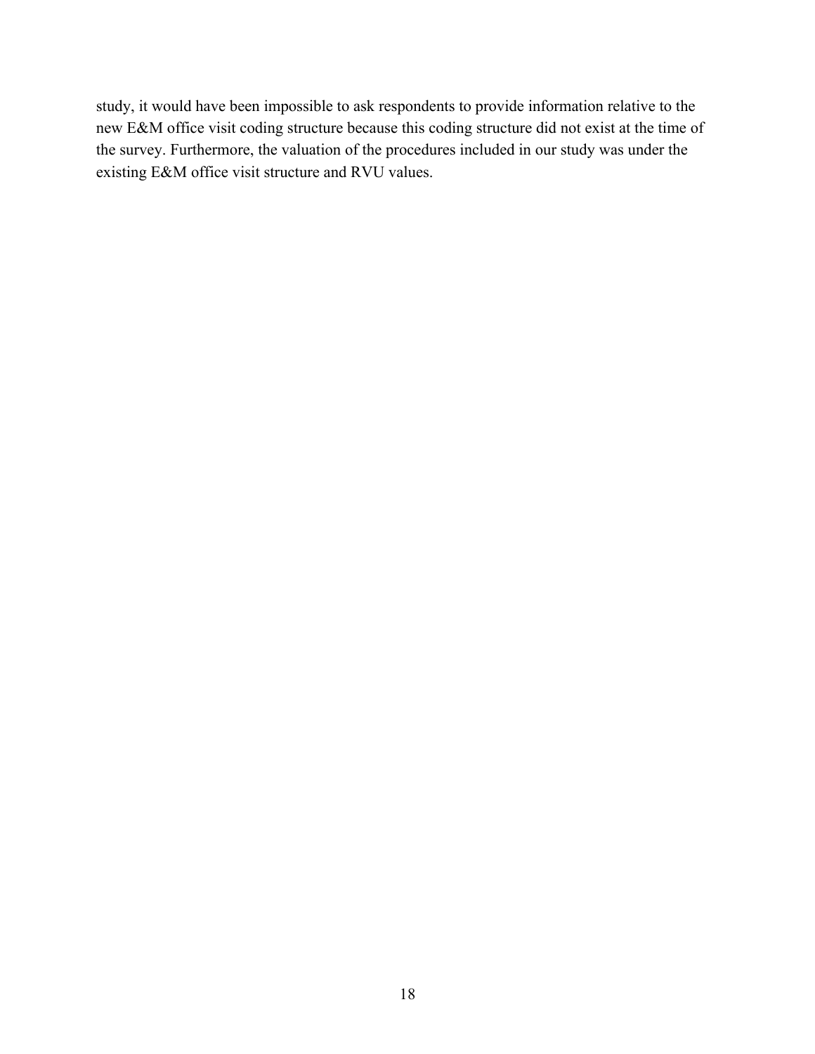study, it would have been impossible to ask respondents to provide information relative to the new E&M office visit coding structure because this coding structure did not exist at the time of the survey. Furthermore, the valuation of the procedures included in our study was under the existing E&M office visit structure and RVU values.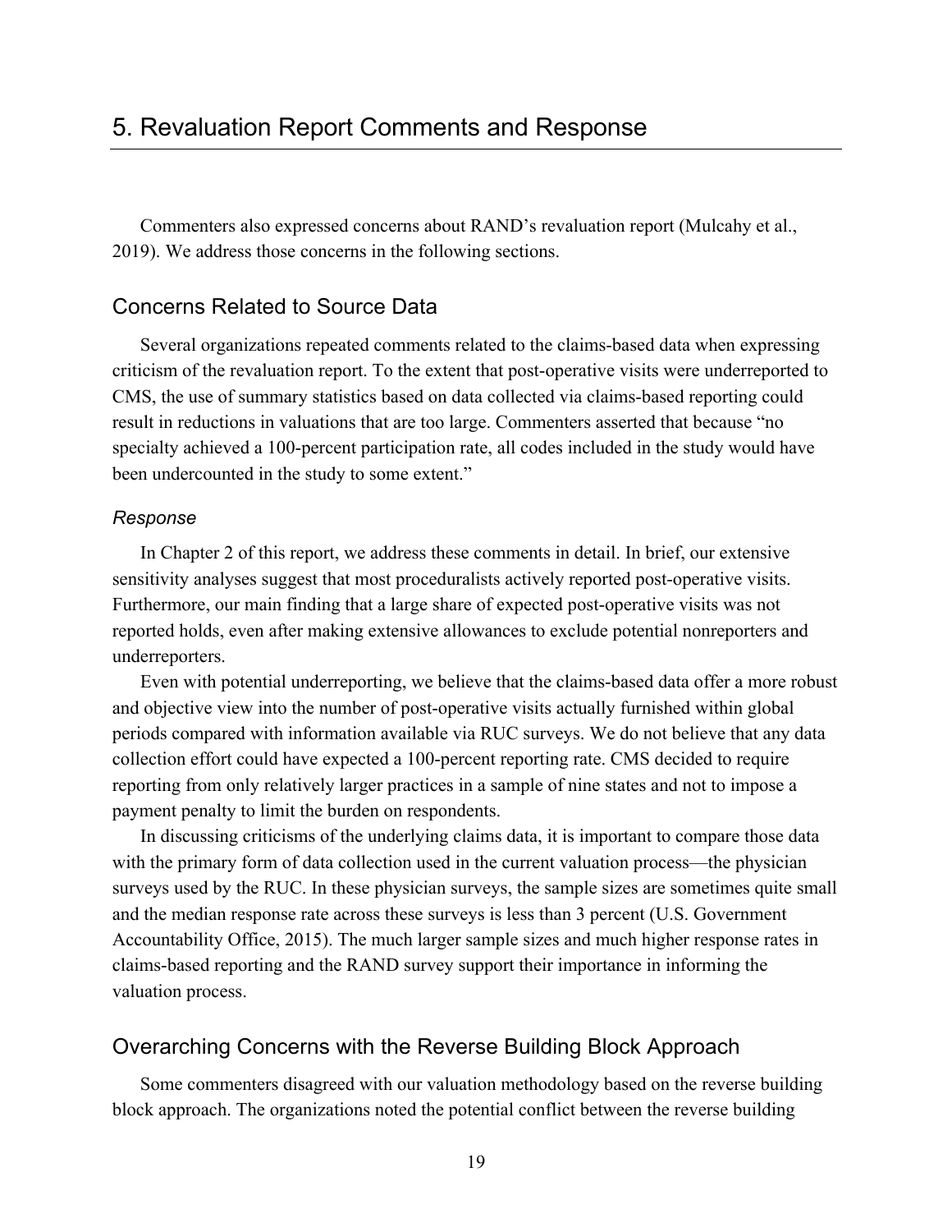# 5. Revaluation Report Comments and Response

Commenters also expressed concerns about RAND's revaluation report (Mulcahy et al., 2019). We address those concerns in the following sections.

## Concerns Related to Source Data

Several organizations repeated comments related to the claims-based data when expressing criticism of the revaluation report. To the extent that post-operative visits were underreported to CMS, the use of summary statistics based on data collected via claims-based reporting could result in reductions in valuations that are too large. Commenters asserted that because "no specialty achieved a 100-percent participation rate, all codes included in the study would have been undercounted in the study to some extent."

### *Response*

In Chapter 2 of this report, we address these comments in detail. In brief, our extensive sensitivity analyses suggest that most proceduralists actively reported post-operative visits. Furthermore, our main finding that a large share of expected post-operative visits was not reported holds, even after making extensive allowances to exclude potential nonreporters and underreporters.

Even with potential underreporting, we believe that the claims-based data offer a more robust and objective view into the number of post-operative visits actually furnished within global periods compared with information available via RUC surveys. We do not believe that any data collection effort could have expected a 100-percent reporting rate. CMS decided to require reporting from only relatively larger practices in a sample of nine states and not to impose a payment penalty to limit the burden on respondents.

In discussing criticisms of the underlying claims data, it is important to compare those data with the primary form of data collection used in the current valuation process—the physician surveys used by the RUC. In these physician surveys, the sample sizes are sometimes quite small and the median response rate across these surveys is less than 3 percent (U.S. Government Accountability Office, 2015). The much larger sample sizes and much higher response rates in claims-based reporting and the RAND survey support their importance in informing the valuation process.

## Overarching Concerns with the Reverse Building Block Approach

Some commenters disagreed with our valuation methodology based on the reverse building block approach. The organizations noted the potential conflict between the reverse building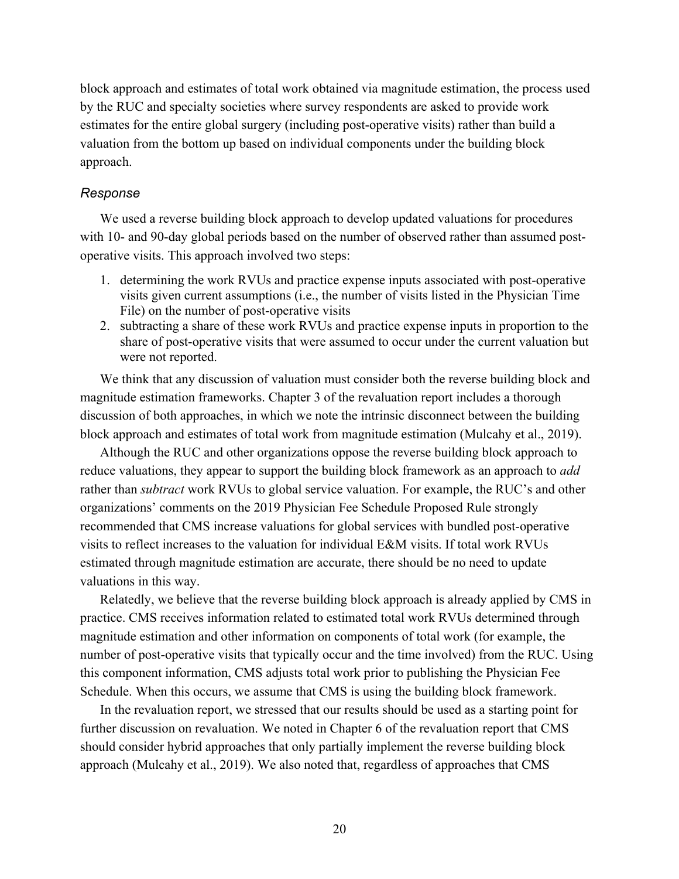block approach and estimates of total work obtained via magnitude estimation, the process used by the RUC and specialty societies where survey respondents are asked to provide work estimates for the entire global surgery (including post-operative visits) rather than build a valuation from the bottom up based on individual components under the building block approach.

### *Response*

We used a reverse building block approach to develop updated valuations for procedures with 10- and 90-day global periods based on the number of observed rather than assumed post-operative visits. This approach involved two steps:

1. determining the work RVUs and practice expense inputs associated with post-operative visits given current assumptions (i.e., the number of visits listed in the Physician Time File) on the number of post-operative visits
2. subtracting a share of these work RVUs and practice expense inputs in proportion to the share of post-operative visits that were assumed to occur under the current valuation but were not reported.

We think that any discussion of valuation must consider both the reverse building block and magnitude estimation frameworks. Chapter 3 of the revaluation report includes a thorough discussion of both approaches, in which we note the intrinsic disconnect between the building block approach and estimates of total work from magnitude estimation (Mulcahy et al., 2019).

Although the RUC and other organizations oppose the reverse building block approach to reduce valuations, they appear to support the building block framework as an approach to *add* rather than *subtract* work RVUs to global service valuation. For example, the RUC's and other organizations' comments on the 2019 Physician Fee Schedule Proposed Rule strongly recommended that CMS increase valuations for global services with bundled post-operative visits to reflect increases to the valuation for individual E&M visits. If total work RVUs estimated through magnitude estimation are accurate, there should be no need to update valuations in this way.

Relatedly, we believe that the reverse building block approach is already applied by CMS in practice. CMS receives information related to estimated total work RVUs determined through magnitude estimation and other information on components of total work (for example, the number of post-operative visits that typically occur and the time involved) from the RUC. Using this component information, CMS adjusts total work prior to publishing the Physician Fee Schedule. When this occurs, we assume that CMS is using the building block framework.

In the revaluation report, we stressed that our results should be used as a starting point for further discussion on revaluation. We noted in Chapter 6 of the revaluation report that CMS should consider hybrid approaches that only partially implement the reverse building block approach (Mulcahy et al., 2019). We also noted that, regardless of approaches that CMS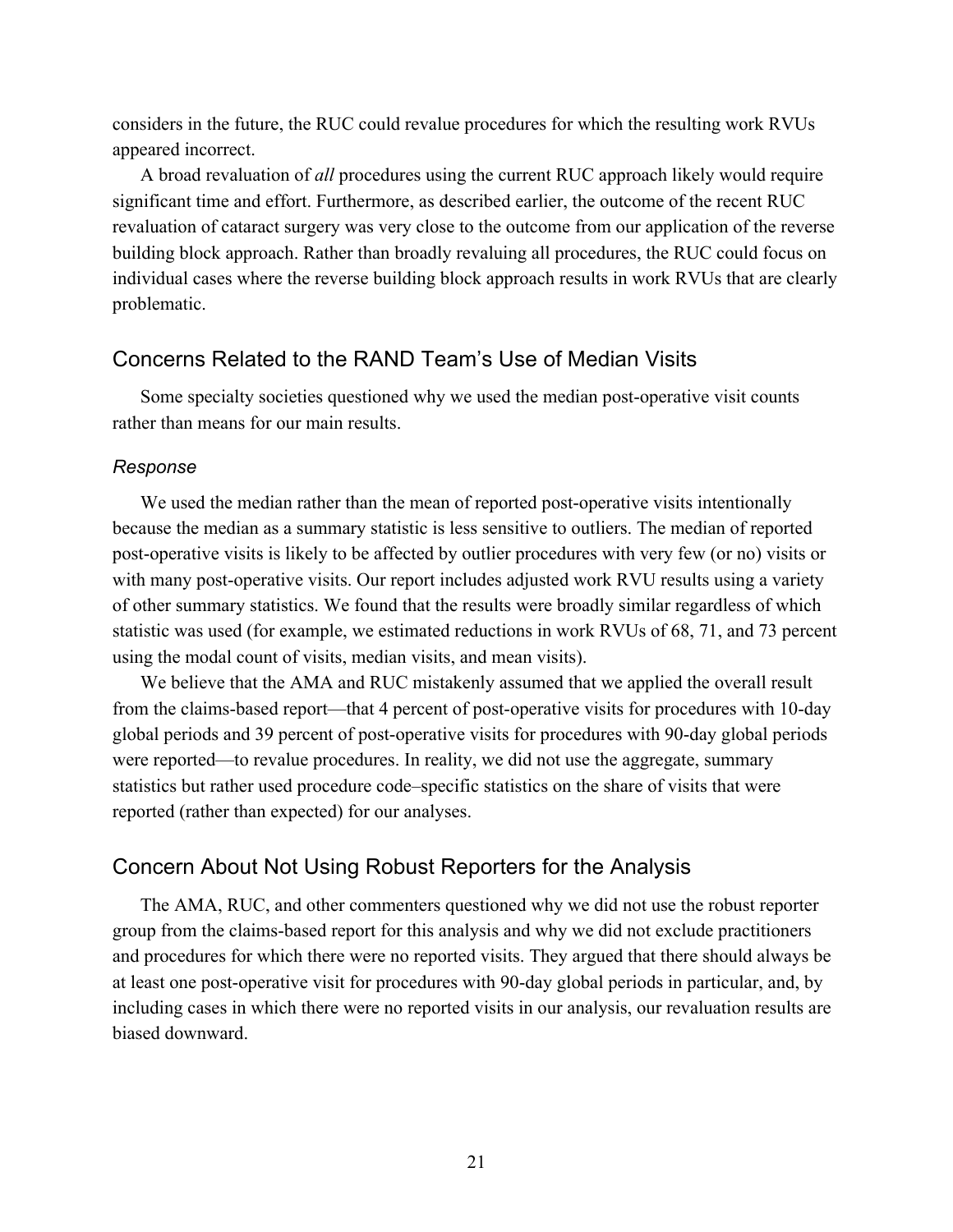considers in the future, the RUC could revalue procedures for which the resulting work RVUs appeared incorrect.

A broad revaluation of *all* procedures using the current RUC approach likely would require significant time and effort. Furthermore, as described earlier, the outcome of the recent RUC revaluation of cataract surgery was very close to the outcome from our application of the reverse building block approach. Rather than broadly revaluing all procedures, the RUC could focus on individual cases where the reverse building block approach results in work RVUs that are clearly problematic.

## Concerns Related to the RAND Team's Use of Median Visits

Some specialty societies questioned why we used the median post-operative visit counts rather than means for our main results.

### *Response*

We used the median rather than the mean of reported post-operative visits intentionally because the median as a summary statistic is less sensitive to outliers. The median of reported post-operative visits is likely to be affected by outlier procedures with very few (or no) visits or with many post-operative visits. Our report includes adjusted work RVU results using a variety of other summary statistics. We found that the results were broadly similar regardless of which statistic was used (for example, we estimated reductions in work RVUs of 68, 71, and 73 percent using the modal count of visits, median visits, and mean visits).

We believe that the AMA and RUC mistakenly assumed that we applied the overall result from the claims-based report—that 4 percent of post-operative visits for procedures with 10-day global periods and 39 percent of post-operative visits for procedures with 90-day global periods were reported—to revalue procedures. In reality, we did not use the aggregate, summary statistics but rather used procedure code–specific statistics on the share of visits that were reported (rather than expected) for our analyses.

## Concern About Not Using Robust Reporters for the Analysis

The AMA, RUC, and other commenters questioned why we did not use the robust reporter group from the claims-based report for this analysis and why we did not exclude practitioners and procedures for which there were no reported visits. They argued that there should always be at least one post-operative visit for procedures with 90-day global periods in particular, and, by including cases in which there were no reported visits in our analysis, our revaluation results are biased downward.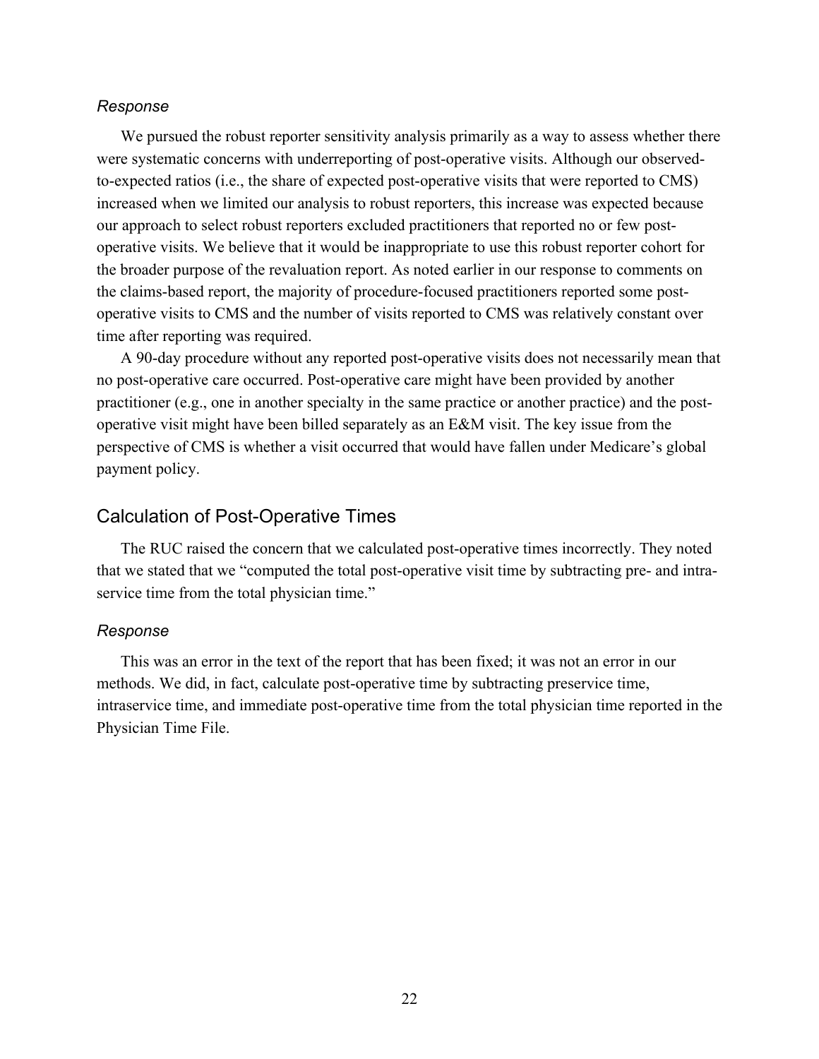*Response*

We pursued the robust reporter sensitivity analysis primarily as a way to assess whether there were systematic concerns with underreporting of post-operative visits. Although our observed-to-expected ratios (i.e., the share of expected post-operative visits that were reported to CMS) increased when we limited our analysis to robust reporters, this increase was expected because our approach to select robust reporters excluded practitioners that reported no or few post-operative visits. We believe that it would be inappropriate to use this robust reporter cohort for the broader purpose of the revaluation report. As noted earlier in our response to comments on the claims-based report, the majority of procedure-focused practitioners reported some post-operative visits to CMS and the number of visits reported to CMS was relatively constant over time after reporting was required.

A 90-day procedure without any reported post-operative visits does not necessarily mean that no post-operative care occurred. Post-operative care might have been provided by another practitioner (e.g., one in another specialty in the same practice or another practice) and the post-operative visit might have been billed separately as an E&M visit. The key issue from the perspective of CMS is whether a visit occurred that would have fallen under Medicare's global payment policy.

## Calculation of Post-Operative Times

The RUC raised the concern that we calculated post-operative times incorrectly. They noted that we stated that we "computed the total post-operative visit time by subtracting pre- and intra-service time from the total physician time."

*Response*

This was an error in the text of the report that has been fixed; it was not an error in our methods. We did, in fact, calculate post-operative time by subtracting preservice time, intraservice time, and immediate post-operative time from the total physician time reported in the Physician Time File.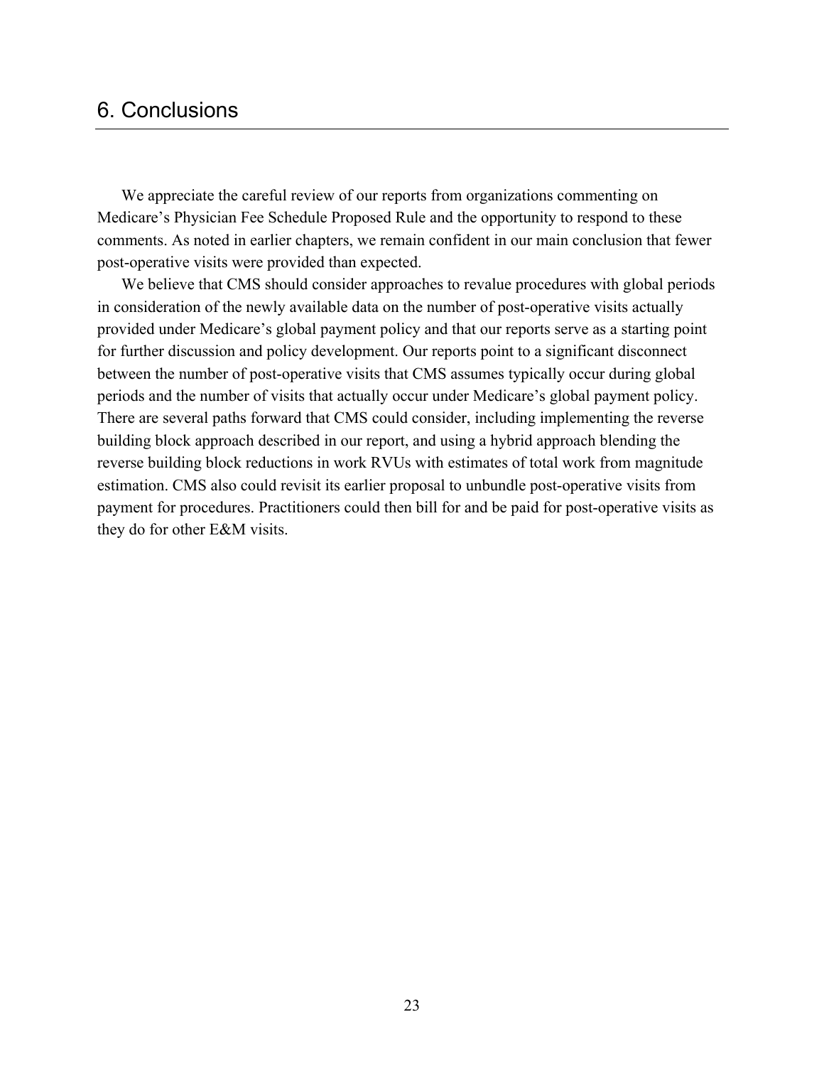# 6. Conclusions

We appreciate the careful review of our reports from organizations commenting on Medicare's Physician Fee Schedule Proposed Rule and the opportunity to respond to these comments. As noted in earlier chapters, we remain confident in our main conclusion that fewer post-operative visits were provided than expected.

We believe that CMS should consider approaches to revalue procedures with global periods in consideration of the newly available data on the number of post-operative visits actually provided under Medicare's global payment policy and that our reports serve as a starting point for further discussion and policy development. Our reports point to a significant disconnect between the number of post-operative visits that CMS assumes typically occur during global periods and the number of visits that actually occur under Medicare's global payment policy. There are several paths forward that CMS could consider, including implementing the reverse building block approach described in our report, and using a hybrid approach blending the reverse building block reductions in work RVUs with estimates of total work from magnitude estimation. CMS also could revisit its earlier proposal to unbundle post-operative visits from payment for procedures. Practitioners could then bill for and be paid for post-operative visits as they do for other E&M visits.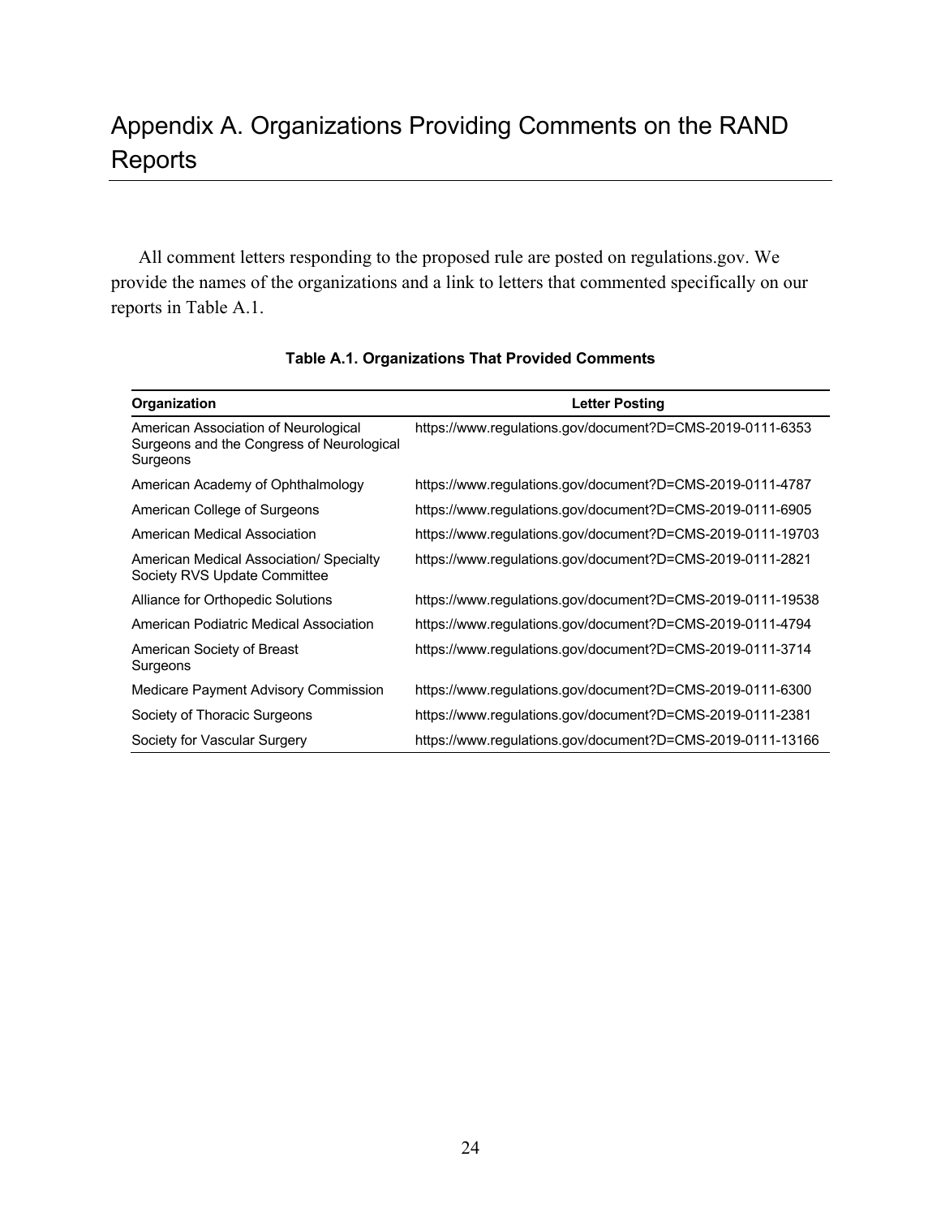# Appendix A. Organizations Providing Comments on the RAND Reports

All comment letters responding to the proposed rule are posted on regulations.gov. We provide the names of the organizations and a link to letters that commented specifically on our reports in Table A.1.

**Table A.1. Organizations That Provided Comments**

| Organization | Letter Posting |
|---|---|
| American Association of Neurological Surgeons and the Congress of Neurological Surgeons | https://www.regulations.gov/document?D=CMS-2019-0111-6353 |
| American Academy of Ophthalmology | https://www.regulations.gov/document?D=CMS-2019-0111-4787 |
| American College of Surgeons | https://www.regulations.gov/document?D=CMS-2019-0111-6905 |
| American Medical Association | https://www.regulations.gov/document?D=CMS-2019-0111-19703 |
| American Medical Association/ Specialty Society RVS Update Committee | https://www.regulations.gov/document?D=CMS-2019-0111-2821 |
| Alliance for Orthopedic Solutions | https://www.regulations.gov/document?D=CMS-2019-0111-19538 |
| American Podiatric Medical Association | https://www.regulations.gov/document?D=CMS-2019-0111-4794 |
| American Society of Breast Surgeons | https://www.regulations.gov/document?D=CMS-2019-0111-3714 |
| Medicare Payment Advisory Commission | https://www.regulations.gov/document?D=CMS-2019-0111-6300 |
| Society of Thoracic Surgeons | https://www.regulations.gov/document?D=CMS-2019-0111-2381 |
| Society for Vascular Surgery | https://www.regulations.gov/document?D=CMS-2019-0111-13166 |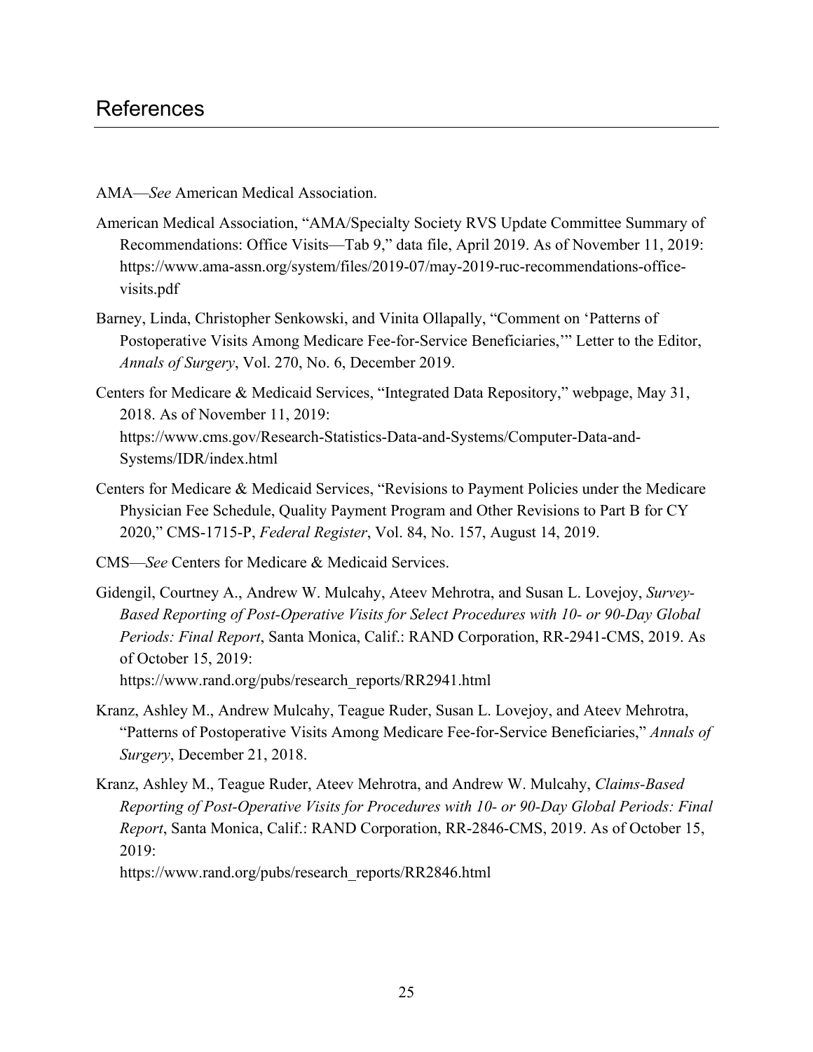# References

AMA—*See* American Medical Association.

American Medical Association, "AMA/Specialty Society RVS Update Committee Summary of Recommendations: Office Visits—Tab 9," data file, April 2019. As of November 11, 2019: https://www.ama-assn.org/system/files/2019-07/may-2019-ruc-recommendations-office-visits.pdf

Barney, Linda, Christopher Senkowski, and Vinita Ollapally, "Comment on 'Patterns of Postoperative Visits Among Medicare Fee-for-Service Beneficiaries,'" Letter to the Editor, *Annals of Surgery*, Vol. 270, No. 6, December 2019.

Centers for Medicare & Medicaid Services, "Integrated Data Repository," webpage, May 31, 2018. As of November 11, 2019: https://www.cms.gov/Research-Statistics-Data-and-Systems/Computer-Data-and-Systems/IDR/index.html

Centers for Medicare & Medicaid Services, "Revisions to Payment Policies under the Medicare Physician Fee Schedule, Quality Payment Program and Other Revisions to Part B for CY 2020," CMS-1715-P, *Federal Register*, Vol. 84, No. 157, August 14, 2019.

CMS—*See* Centers for Medicare & Medicaid Services.

Gidengil, Courtney A., Andrew W. Mulcahy, Ateev Mehrotra, and Susan L. Lovejoy, *Survey-Based Reporting of Post-Operative Visits for Select Procedures with 10- or 90-Day Global Periods: Final Report*, Santa Monica, Calif.: RAND Corporation, RR-2941-CMS, 2019. As of October 15, 2019: https://www.rand.org/pubs/research_reports/RR2941.html

Kranz, Ashley M., Andrew Mulcahy, Teague Ruder, Susan L. Lovejoy, and Ateev Mehrotra, "Patterns of Postoperative Visits Among Medicare Fee-for-Service Beneficiaries," *Annals of Surgery*, December 21, 2018.

Kranz, Ashley M., Teague Ruder, Ateev Mehrotra, and Andrew W. Mulcahy, *Claims-Based Reporting of Post-Operative Visits for Procedures with 10- or 90-Day Global Periods: Final Report*, Santa Monica, Calif.: RAND Corporation, RR-2846-CMS, 2019. As of October 15, 2019: https://www.rand.org/pubs/research_reports/RR2846.html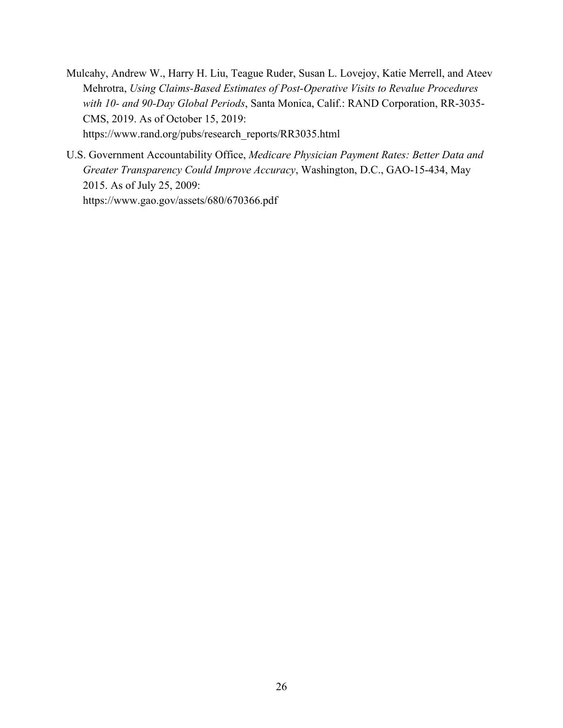Mulcahy, Andrew W., Harry H. Liu, Teague Ruder, Susan L. Lovejoy, Katie Merrell, and Ateev Mehrotra, *Using Claims-Based Estimates of Post-Operative Visits to Revalue Procedures with 10- and 90-Day Global Periods*, Santa Monica, Calif.: RAND Corporation, RR-3035-CMS, 2019. As of October 15, 2019:
https://www.rand.org/pubs/research_reports/RR3035.html

U.S. Government Accountability Office, *Medicare Physician Payment Rates: Better Data and Greater Transparency Could Improve Accuracy*, Washington, D.C., GAO-15-434, May 2015. As of July 25, 2009:
https://www.gao.gov/assets/680/670366.pdf